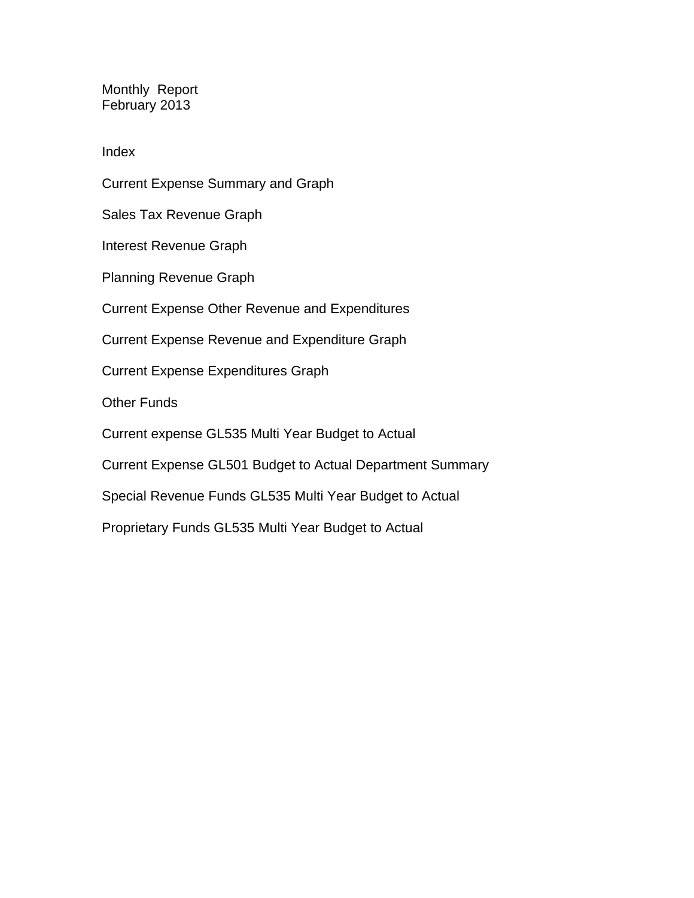# Monthly Report
## February 2013

### Index

Current Expense Summary and Graph

Sales Tax Revenue Graph

Interest Revenue Graph

Planning Revenue Graph

Current Expense Other Revenue and Expenditures

Current Expense Revenue and Expenditure Graph

Current Expense Expenditures Graph

Other Funds

Current expense GL535 Multi Year Budget to Actual

Current Expense GL501 Budget to Actual Department Summary

Special Revenue Funds GL535 Multi Year Budget to Actual

Proprietary Funds GL535 Multi Year Budget to Actual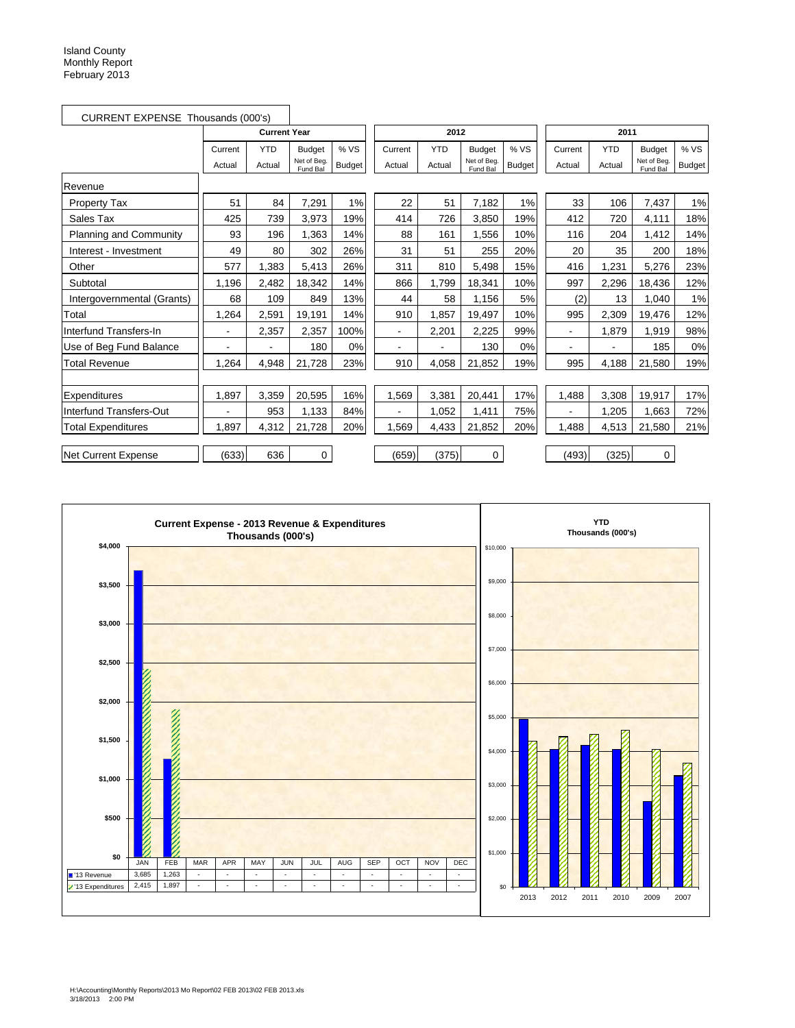Island County
Monthly Report
February 2013

CURRENT EXPENSE Thousands (000's)

| | Current Year | | | | 2012 | | | | 2011 | | | |
|---|---|---|---|---|---|---|---|---|---|---|---|---|
| | Current Actual | YTD Actual | Budget Net of Beg. Fund Bal | % VS Budget | Current Actual | YTD Actual | Budget Net of Beg. Fund Bal | % VS Budget | Current Actual | YTD Actual | Budget Net of Beg. Fund Bal | % VS Budget |
| **Revenue** | | | | | | | | | | | | |
| Property Tax | 51 | 84 | 7,291 | 1% | 22 | 51 | 7,182 | 1% | 33 | 106 | 7,437 | 1% |
| Sales Tax | 425 | 739 | 3,973 | 19% | 414 | 726 | 3,850 | 19% | 412 | 720 | 4,111 | 18% |
| Planning and Community | 93 | 196 | 1,363 | 14% | 88 | 161 | 1,556 | 10% | 116 | 204 | 1,412 | 14% |
| Interest - Investment | 49 | 80 | 302 | 26% | 31 | 51 | 255 | 20% | 20 | 35 | 200 | 18% |
| Other | 577 | 1,383 | 5,413 | 26% | 311 | 810 | 5,498 | 15% | 416 | 1,231 | 5,276 | 23% |
| Subtotal | 1,196 | 2,482 | 18,342 | 14% | 866 | 1,799 | 18,341 | 10% | 997 | 2,296 | 18,436 | 12% |
| Intergovernmental (Grants) | 68 | 109 | 849 | 13% | 44 | 58 | 1,156 | 5% | (2) | 13 | 1,040 | 1% |
| Total | 1,264 | 2,591 | 19,191 | 14% | 910 | 1,857 | 19,497 | 10% | 995 | 2,309 | 19,476 | 12% |
| Interfund Transfers-In | - | 2,357 | 2,357 | 100% | - | 2,201 | 2,225 | 99% | - | 1,879 | 1,919 | 98% |
| Use of Beg Fund Balance | - | - | 180 | 0% | - | - | 130 | 0% | - | - | 185 | 0% |
| Total Revenue | 1,264 | 4,948 | 21,728 | 23% | 910 | 4,058 | 21,852 | 19% | 995 | 4,188 | 21,580 | 19% |
| | | | | | | | | | | | | |
| Expenditures | 1,897 | 3,359 | 20,595 | 16% | 1,569 | 3,381 | 20,441 | 17% | 1,488 | 3,308 | 19,917 | 17% |
| Interfund Transfers-Out | - | 953 | 1,133 | 84% | - | 1,052 | 1,411 | 75% | - | 1,205 | 1,663 | 72% |
| Total Expenditures | 1,897 | 4,312 | 21,728 | 20% | 1,569 | 4,433 | 21,852 | 20% | 1,488 | 4,513 | 21,580 | 21% |
| | | | | | | | | | | | | |
| Net Current Expense | (633) | 636 | 0 | | (659) | (375) | 0 | | (493) | (325) | 0 | |

**Current Expense - 2013 Revenue & Expenditures**
**Thousands (000's)**

| | JAN | FEB | MAR | APR | MAY | JUN | JUL | AUG | SEP | OCT | NOV | DEC |
|---|---|---|---|---|---|---|---|---|---|---|---|---|
| '13 Revenue | 3,685 | 1,263 | - | - | - | - | - | - | - | - | - | - |
| '13 Expenditures | 2,415 | 1,897 | - | - | - | - | - | - | - | - | - | - |

**YTD**
**Thousands (000's)**

(Chart years: 2013, 2012, 2011, 2010, 2009, 2007)

H:\Accounting\Monthly Reports\2013 Mo Report\02 FEB 2013\02 FEB 2013.xls
3/18/2013 2:00 PM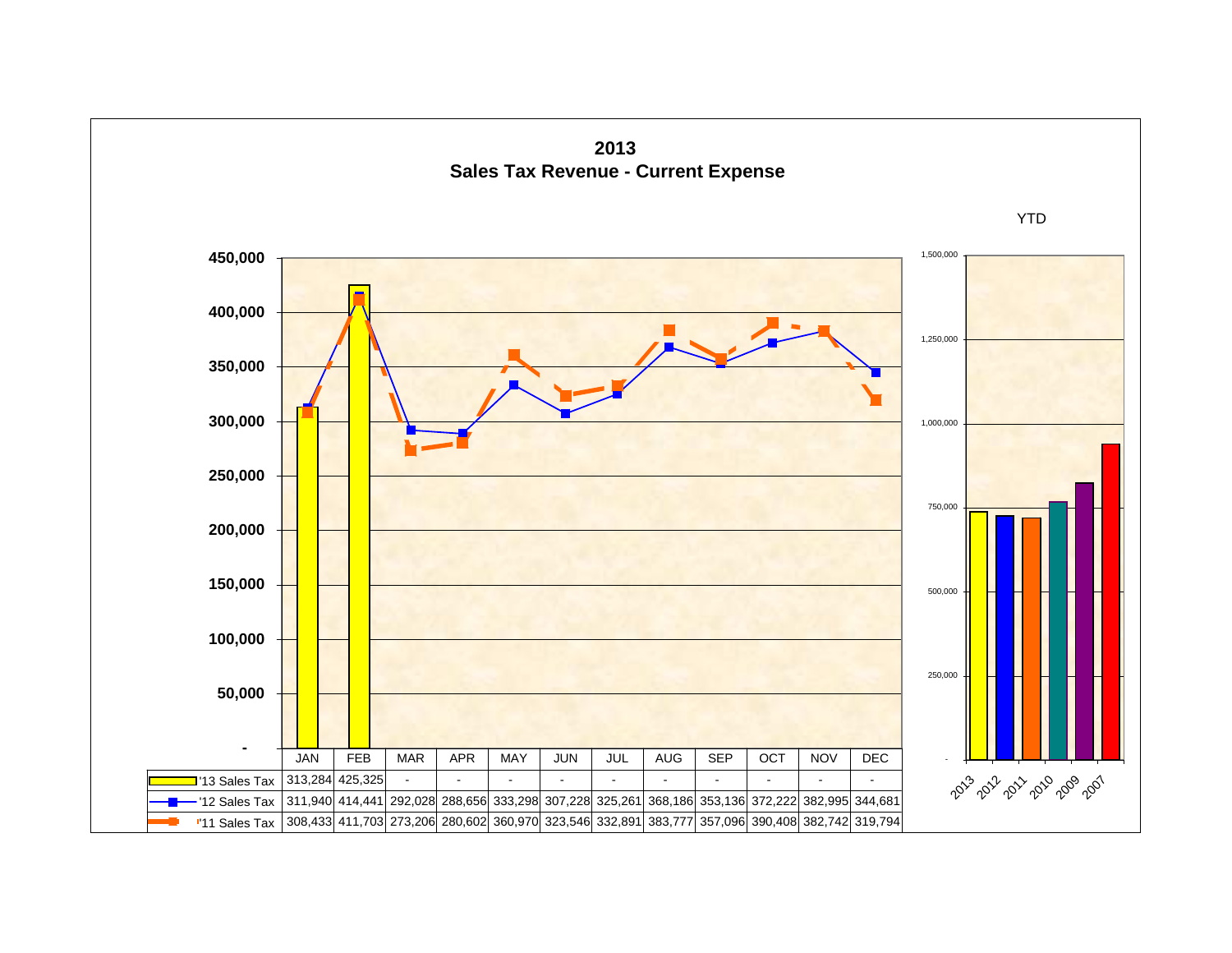# 2013
## Sales Tax Revenue - Current Expense

| | JAN | FEB | MAR | APR | MAY | JUN | JUL | AUG | SEP | OCT | NOV | DEC |
|---|---|---|---|---|---|---|---|---|---|---|---|---|
| '13 Sales Tax | 313,284 | 425,325 | - | - | - | - | - | - | - | - | - | - |
| '12 Sales Tax | 311,940 | 414,441 | 292,028 | 288,656 | 333,298 | 307,228 | 325,261 | 368,186 | 353,136 | 372,222 | 382,995 | 344,681 |
| '11 Sales Tax | 308,433 | 411,703 | 273,206 | 280,602 | 360,970 | 323,546 | 332,891 | 383,777 | 357,096 | 390,408 | 382,742 | 319,794 |

YTD

2013, 2012, 2011, 2010, 2009, 2007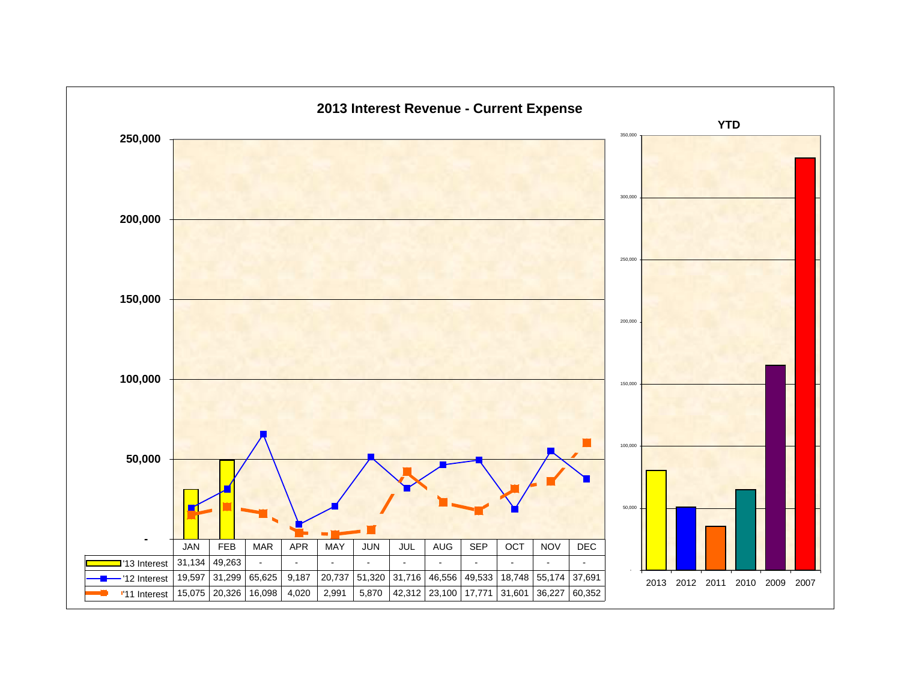# 2013 Interest Revenue - Current Expense

| | JAN | FEB | MAR | APR | MAY | JUN | JUL | AUG | SEP | OCT | NOV | DEC |
|---|---|---|---|---|---|---|---|---|---|---|---|---|
| '13 Interest | 31,134 | 49,263 | - | - | - | - | - | - | - | - | - | - |
| '12 Interest | 19,597 | 31,299 | 65,625 | 9,187 | 20,737 | 51,320 | 31,716 | 46,556 | 49,533 | 18,748 | 55,174 | 37,691 |
| '11 Interest | 15,075 | 20,326 | 16,098 | 4,020 | 2,991 | 5,870 | 42,312 | 23,100 | 17,771 | 31,601 | 36,227 | 60,352 |

**YTD**

2013 2012 2011 2010 2009 2007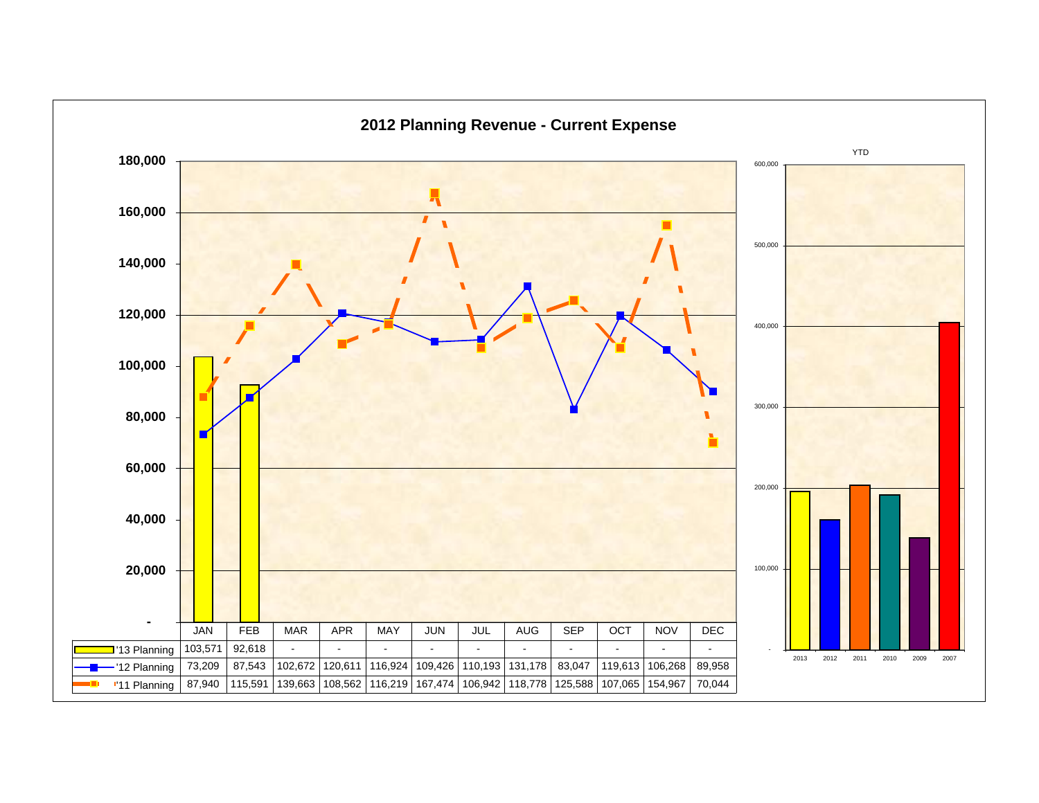## 2012 Planning Revenue - Current Expense

| | JAN | FEB | MAR | APR | MAY | JUN | JUL | AUG | SEP | OCT | NOV | DEC |
|---|---|---|---|---|---|---|---|---|---|---|---|---|
| '13 Planning | 103,571 | 92,618 | - | - | - | - | - | - | - | - | - | - |
| '12 Planning | 73,209 | 87,543 | 102,672 | 120,611 | 116,924 | 109,426 | 110,193 | 131,178 | 83,047 | 119,613 | 106,268 | 89,958 |
| '11 Planning | 87,940 | 115,591 | 139,663 | 108,562 | 116,219 | 167,474 | 106,942 | 118,778 | 125,588 | 107,065 | 154,967 | 70,044 |

YTD

2013 | 2012 | 2011 | 2010 | 2009 | 2007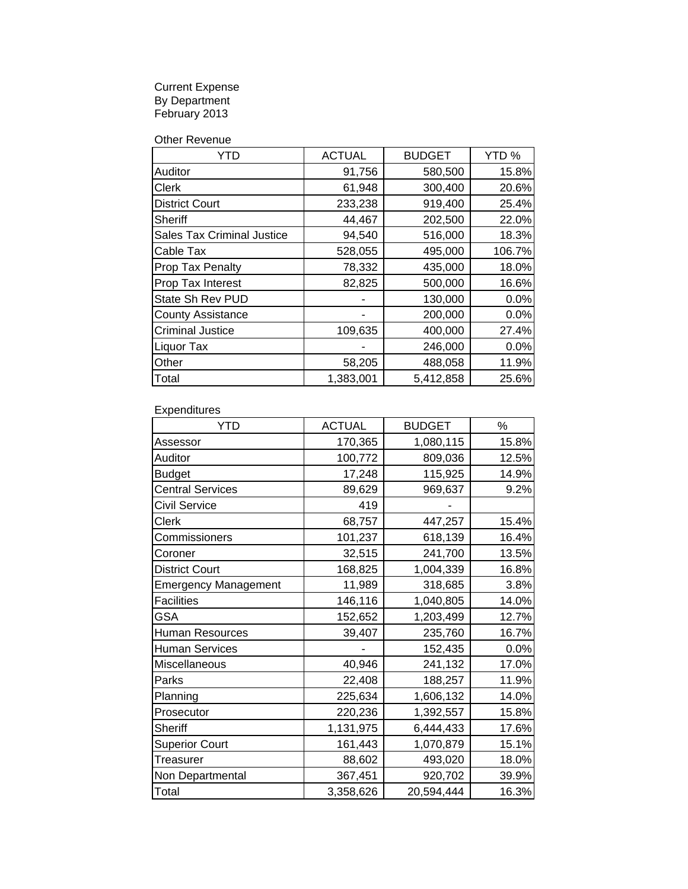Current Expense
By Department
February 2013

Other Revenue

| YTD | ACTUAL | BUDGET | YTD % |
|---|---|---|---|
| Auditor | 91,756 | 580,500 | 15.8% |
| Clerk | 61,948 | 300,400 | 20.6% |
| District Court | 233,238 | 919,400 | 25.4% |
| Sheriff | 44,467 | 202,500 | 22.0% |
| Sales Tax Criminal Justice | 94,540 | 516,000 | 18.3% |
| Cable Tax | 528,055 | 495,000 | 106.7% |
| Prop Tax Penalty | 78,332 | 435,000 | 18.0% |
| Prop Tax Interest | 82,825 | 500,000 | 16.6% |
| State Sh Rev PUD | - | 130,000 | 0.0% |
| County Assistance | - | 200,000 | 0.0% |
| Criminal Justice | 109,635 | 400,000 | 27.4% |
| Liquor Tax | - | 246,000 | 0.0% |
| Other | 58,205 | 488,058 | 11.9% |
| Total | 1,383,001 | 5,412,858 | 25.6% |

Expenditures

| YTD | ACTUAL | BUDGET | % |
|---|---|---|---|
| Assessor | 170,365 | 1,080,115 | 15.8% |
| Auditor | 100,772 | 809,036 | 12.5% |
| Budget | 17,248 | 115,925 | 14.9% |
| Central Services | 89,629 | 969,637 | 9.2% |
| Civil Service | 419 | - | |
| Clerk | 68,757 | 447,257 | 15.4% |
| Commissioners | 101,237 | 618,139 | 16.4% |
| Coroner | 32,515 | 241,700 | 13.5% |
| District Court | 168,825 | 1,004,339 | 16.8% |
| Emergency Management | 11,989 | 318,685 | 3.8% |
| Facilities | 146,116 | 1,040,805 | 14.0% |
| GSA | 152,652 | 1,203,499 | 12.7% |
| Human Resources | 39,407 | 235,760 | 16.7% |
| Human Services | - | 152,435 | 0.0% |
| Miscellaneous | 40,946 | 241,132 | 17.0% |
| Parks | 22,408 | 188,257 | 11.9% |
| Planning | 225,634 | 1,606,132 | 14.0% |
| Prosecutor | 220,236 | 1,392,557 | 15.8% |
| Sheriff | 1,131,975 | 6,444,433 | 17.6% |
| Superior Court | 161,443 | 1,070,879 | 15.1% |
| Treasurer | 88,602 | 493,020 | 18.0% |
| Non Departmental | 367,451 | 920,702 | 39.9% |
| Total | 3,358,626 | 20,594,444 | 16.3% |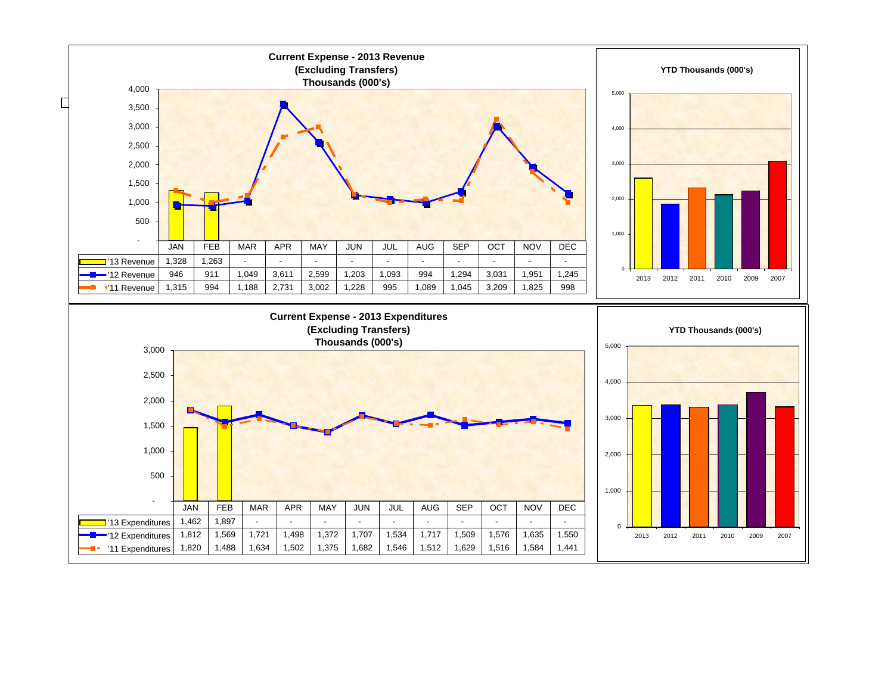## Current Expense - 2013 Revenue (Excluding Transfers) Thousands (000's)

| | JAN | FEB | MAR | APR | MAY | JUN | JUL | AUG | SEP | OCT | NOV | DEC |
|---|---|---|---|---|---|---|---|---|---|---|---|---|
| '13 Revenue | 1,328 | 1,263 | - | - | - | - | - | - | - | - | - | - |
| '12 Revenue | 946 | 911 | 1,049 | 3,611 | 2,599 | 1,203 | 1,093 | 994 | 1,294 | 3,031 | 1,951 | 1,245 |
| '11 Revenue | 1,315 | 994 | 1,188 | 2,731 | 3,002 | 1,228 | 995 | 1,089 | 1,045 | 3,209 | 1,825 | 998 |

**YTD Thousands (000's)**

2013, 2012, 2011, 2010, 2009, 2007

## Current Expense - 2013 Expenditures (Excluding Transfers) Thousands (000's)

| | JAN | FEB | MAR | APR | MAY | JUN | JUL | AUG | SEP | OCT | NOV | DEC |
|---|---|---|---|---|---|---|---|---|---|---|---|---|
| '13 Expenditures | 1,462 | 1,897 | - | - | - | - | - | - | - | - | - | - |
| '12 Expenditures | 1,812 | 1,569 | 1,721 | 1,498 | 1,372 | 1,707 | 1,534 | 1,717 | 1,509 | 1,576 | 1,635 | 1,550 |
| '11 Expenditures | 1,820 | 1,488 | 1,634 | 1,502 | 1,375 | 1,682 | 1,546 | 1,512 | 1,629 | 1,516 | 1,584 | 1,441 |

**YTD Thousands (000's)**

2013, 2012, 2011, 2010, 2009, 2007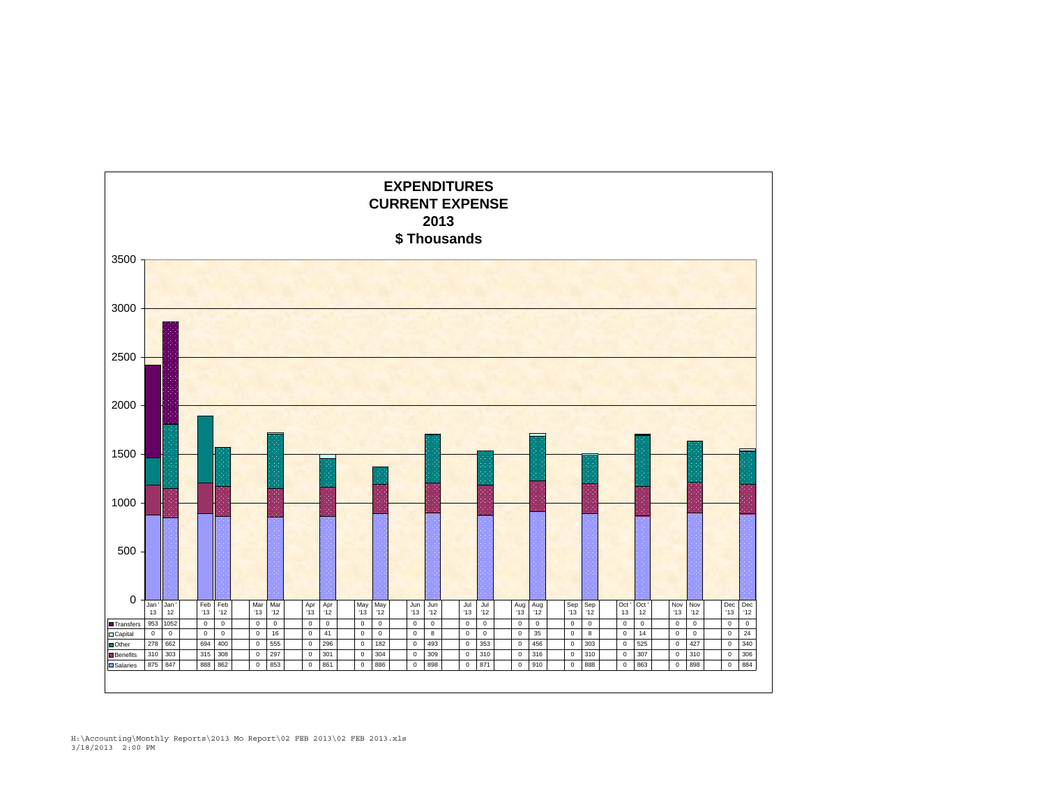# EXPENDITURES
## CURRENT EXPENSE
## 2013
## $ Thousands

| | Jan '13 | Jan '12 | Feb '13 | Feb '12 | Mar '13 | Mar '12 | Apr '13 | Apr '12 | May '13 | May '12 | Jun '13 | Jun '12 | Jul '13 | Jul '12 | Aug '13 | Aug '12 | Sep '13 | Sep '12 | Oct '13 | Oct '12 | Nov '13 | Nov '12 | Dec '13 | Dec '12 |
|---|---|---|---|---|---|---|---|---|---|---|---|---|---|---|---|---|---|---|---|---|---|---|---|---|
| Transfers | 953 | 1052 | 0 | 0 | 0 | 0 | 0 | 0 | 0 | 0 | 0 | 0 | 0 | 0 | 0 | 0 | 0 | 0 | 0 | 0 | 0 | 0 | 0 | 0 |
| Capital | 0 | 0 | 0 | 0 | 0 | 16 | 0 | 41 | 0 | 0 | 0 | 8 | 0 | 0 | 0 | 35 | 0 | 8 | 0 | 14 | 0 | 0 | 0 | 24 |
| Other | 278 | 662 | 694 | 400 | 0 | 555 | 0 | 296 | 0 | 182 | 0 | 493 | 0 | 353 | 0 | 456 | 0 | 303 | 0 | 525 | 0 | 427 | 0 | 340 |
| Benefits | 310 | 303 | 315 | 308 | 0 | 297 | 0 | 301 | 0 | 304 | 0 | 309 | 0 | 310 | 0 | 316 | 0 | 310 | 0 | 307 | 0 | 310 | 0 | 306 |
| Salaries | 875 | 847 | 888 | 862 | 0 | 853 | 0 | 861 | 0 | 886 | 0 | 898 | 0 | 871 | 0 | 910 | 0 | 888 | 0 | 863 | 0 | 898 | 0 | 884 |

H:\Accounting\Monthly Reports\2013 Mo Report\02 FEB 2013\02 FEB 2013.xls
3/18/2013 2:00 PM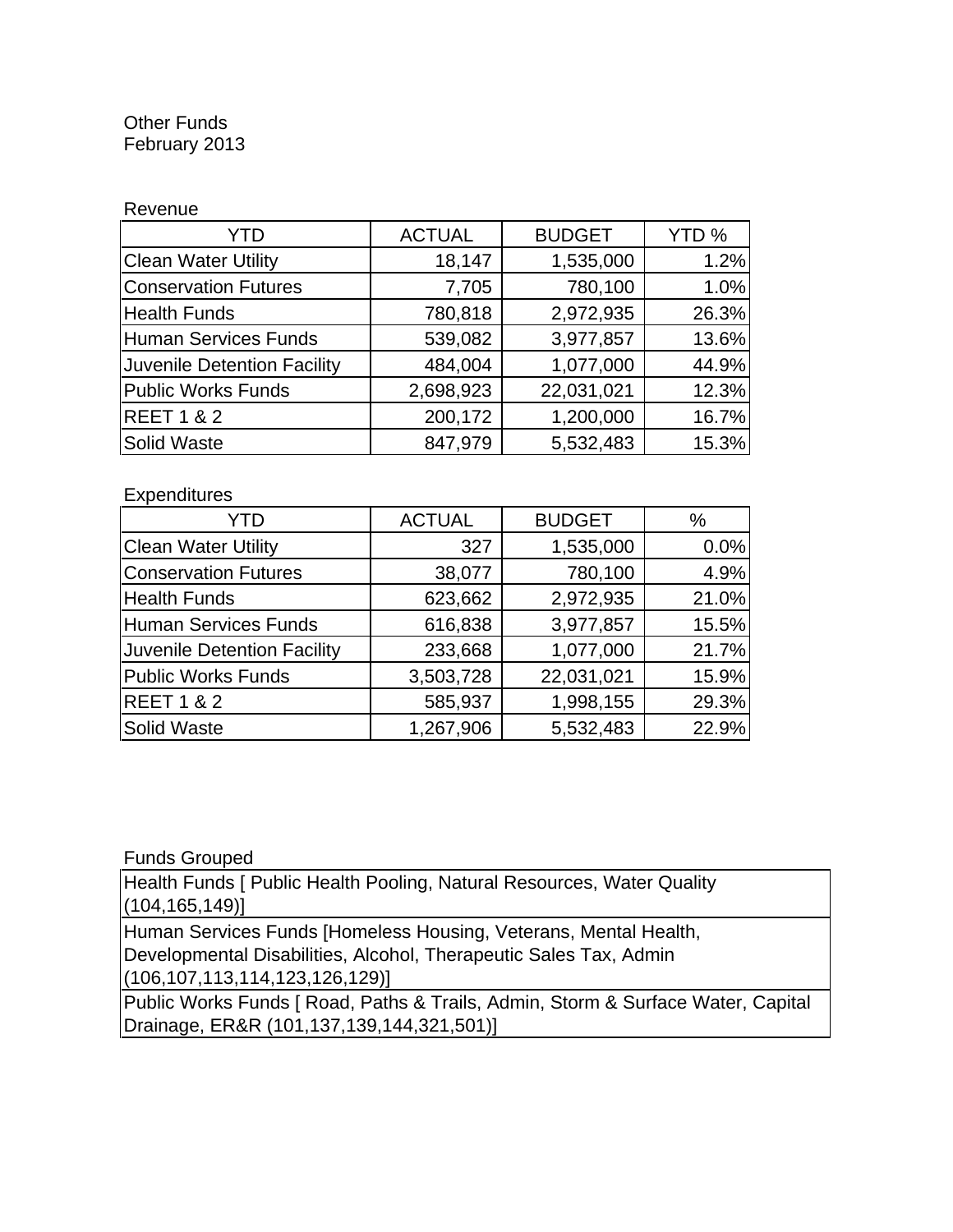Other Funds
February 2013

Revenue

| YTD | ACTUAL | BUDGET | YTD % |
|---|---|---|---|
| Clean Water Utility | 18,147 | 1,535,000 | 1.2% |
| Conservation Futures | 7,705 | 780,100 | 1.0% |
| Health Funds | 780,818 | 2,972,935 | 26.3% |
| Human Services Funds | 539,082 | 3,977,857 | 13.6% |
| Juvenile Detention Facility | 484,004 | 1,077,000 | 44.9% |
| Public Works Funds | 2,698,923 | 22,031,021 | 12.3% |
| REET 1 & 2 | 200,172 | 1,200,000 | 16.7% |
| Solid Waste | 847,979 | 5,532,483 | 15.3% |

Expenditures

| YTD | ACTUAL | BUDGET | % |
|---|---|---|---|
| Clean Water Utility | 327 | 1,535,000 | 0.0% |
| Conservation Futures | 38,077 | 780,100 | 4.9% |
| Health Funds | 623,662 | 2,972,935 | 21.0% |
| Human Services Funds | 616,838 | 3,977,857 | 15.5% |
| Juvenile Detention Facility | 233,668 | 1,077,000 | 21.7% |
| Public Works Funds | 3,503,728 | 22,031,021 | 15.9% |
| REET 1 & 2 | 585,937 | 1,998,155 | 29.3% |
| Solid Waste | 1,267,906 | 5,532,483 | 22.9% |

Funds Grouped

| Funds Grouped |
|---|
| Health Funds [ Public Health Pooling, Natural Resources, Water Quality (104,165,149)] |
| Human Services Funds [Homeless Housing, Veterans, Mental Health, Developmental Disabilities, Alcohol, Therapeutic Sales Tax, Admin (106,107,113,114,123,126,129)] |
| Public Works Funds [ Road, Paths & Trails, Admin, Storm & Surface Water, Capital Drainage, ER&R (101,137,139,144,321,501)] |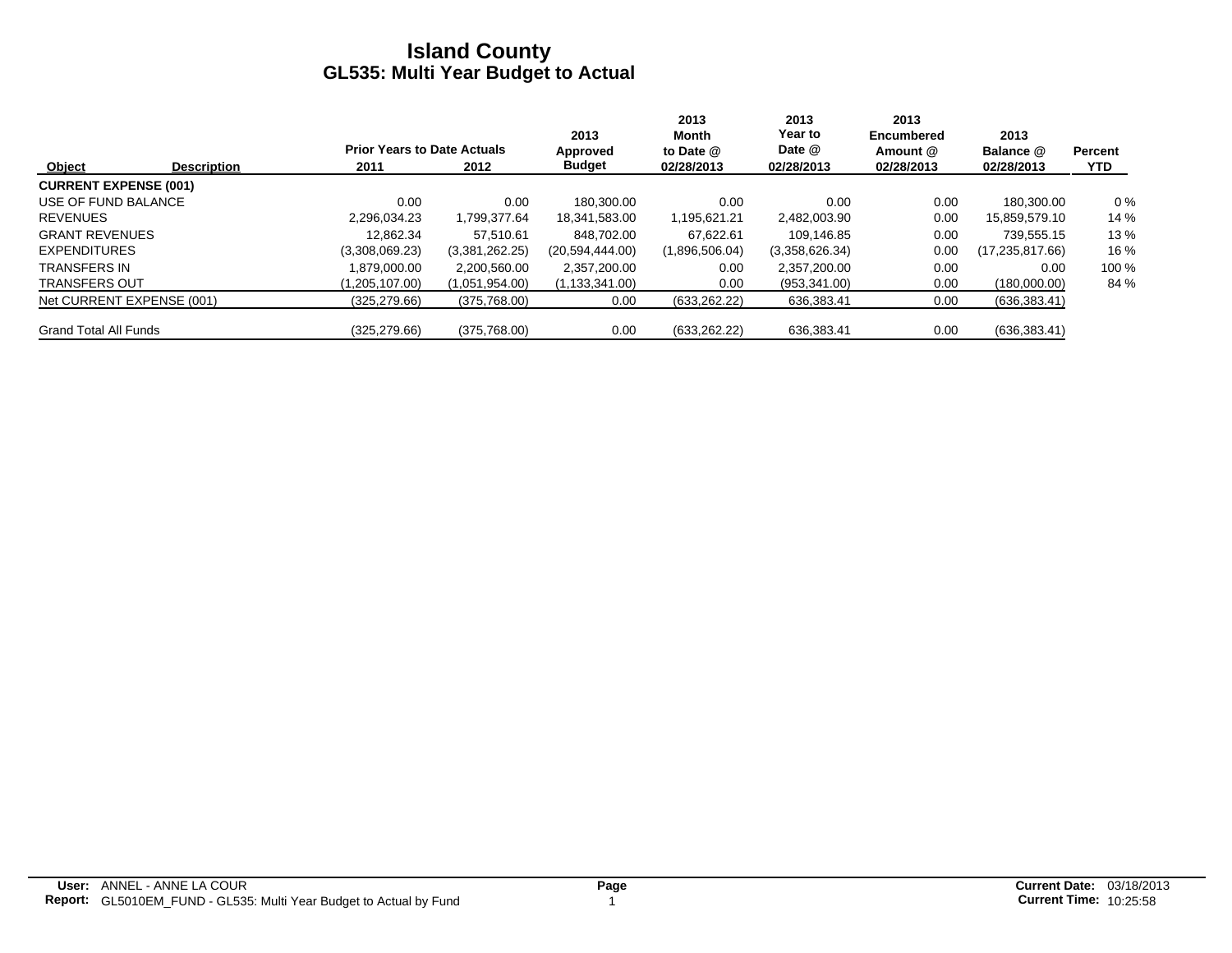# Island County

## GL535: Multi Year Budget to Actual

| Object | Description | Prior Years to Date Actuals 2011 | Prior Years to Date Actuals 2012 | 2013 Approved Budget | 2013 Month to Date @ 02/28/2013 | 2013 Year to Date @ 02/28/2013 | 2013 Encumbered Amount @ 02/28/2013 | 2013 Balance @ 02/28/2013 | Percent YTD |
|---|---|---|---|---|---|---|---|---|---|
| **CURRENT EXPENSE (001)** | | | | | | | | | |
| USE OF FUND BALANCE | | 0.00 | 0.00 | 180,300.00 | 0.00 | 0.00 | 0.00 | 180,300.00 | 0 % |
| REVENUES | | 2,296,034.23 | 1,799,377.64 | 18,341,583.00 | 1,195,621.21 | 2,482,003.90 | 0.00 | 15,859,579.10 | 14 % |
| GRANT REVENUES | | 12,862.34 | 57,510.61 | 848,702.00 | 67,622.61 | 109,146.85 | 0.00 | 739,555.15 | 13 % |
| EXPENDITURES | | (3,308,069.23) | (3,381,262.25) | (20,594,444.00) | (1,896,506.04) | (3,358,626.34) | 0.00 | (17,235,817.66) | 16 % |
| TRANSFERS IN | | 1,879,000.00 | 2,200,560.00 | 2,357,200.00 | 0.00 | 2,357,200.00 | 0.00 | 0.00 | 100 % |
| TRANSFERS OUT | | (1,205,107.00) | (1,051,954.00) | (1,133,341.00) | 0.00 | (953,341.00) | 0.00 | (180,000.00) | 84 % |
| Net CURRENT EXPENSE (001) | | (325,279.66) | (375,768.00) | 0.00 | (633,262.22) | 636,383.41 | 0.00 | (636,383.41) | |
| Grand Total All Funds | | (325,279.66) | (375,768.00) | 0.00 | (633,262.22) | 636,383.41 | 0.00 | (636,383.41) | |

**User:** ANNEL - ANNE LA COUR
**Report:** GL5010EM_FUND - GL535: Multi Year Budget to Actual by Fund

**Current Date:** 03/18/2013
**Current Time:** 10:25:58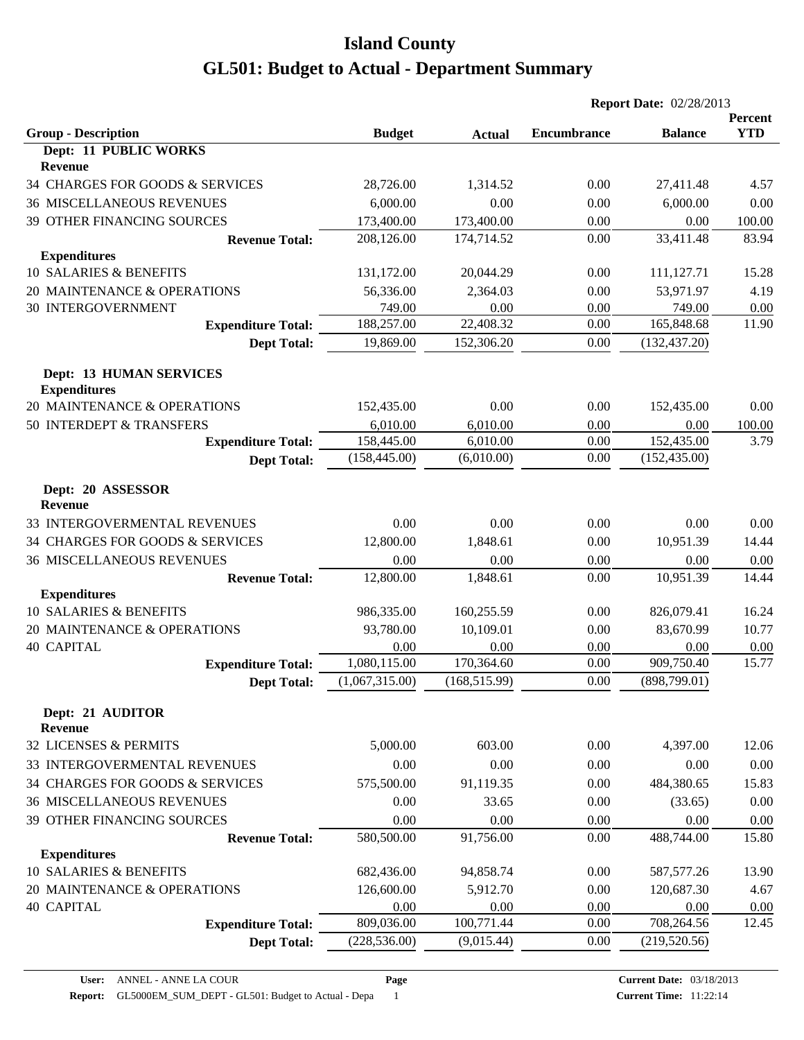# Island County

# GL501: Budget to Actual - Department Summary

**Report Date:** 02/28/2013

| Group - Description | Budget | Actual | Encumbrance | Balance | Percent YTD |
|---|---|---|---|---|---|
| **Dept: 11 PUBLIC WORKS** | | | | | |
| **Revenue** | | | | | |
| 34 CHARGES FOR GOODS & SERVICES | 28,726.00 | 1,314.52 | 0.00 | 27,411.48 | 4.57 |
| 36 MISCELLANEOUS REVENUES | 6,000.00 | 0.00 | 0.00 | 6,000.00 | 0.00 |
| 39 OTHER FINANCING SOURCES | 173,400.00 | 173,400.00 | 0.00 | 0.00 | 100.00 |
| **Revenue Total:** | 208,126.00 | 174,714.52 | 0.00 | 33,411.48 | 83.94 |
| **Expenditures** | | | | | |
| 10 SALARIES & BENEFITS | 131,172.00 | 20,044.29 | 0.00 | 111,127.71 | 15.28 |
| 20 MAINTENANCE & OPERATIONS | 56,336.00 | 2,364.03 | 0.00 | 53,971.97 | 4.19 |
| 30 INTERGOVERNMENT | 749.00 | 0.00 | 0.00 | 749.00 | 0.00 |
| **Expenditure Total:** | 188,257.00 | 22,408.32 | 0.00 | 165,848.68 | 11.90 |
| **Dept Total:** | 19,869.00 | 152,306.20 | 0.00 | (132,437.20) | |
| **Dept: 13 HUMAN SERVICES** | | | | | |
| **Expenditures** | | | | | |
| 20 MAINTENANCE & OPERATIONS | 152,435.00 | 0.00 | 0.00 | 152,435.00 | 0.00 |
| 50 INTERDEPT & TRANSFERS | 6,010.00 | 6,010.00 | 0.00 | 0.00 | 100.00 |
| **Expenditure Total:** | 158,445.00 | 6,010.00 | 0.00 | 152,435.00 | 3.79 |
| **Dept Total:** | (158,445.00) | (6,010.00) | 0.00 | (152,435.00) | |
| **Dept: 20 ASSESSOR** | | | | | |
| **Revenue** | | | | | |
| 33 INTERGOVERMENTAL REVENUES | 0.00 | 0.00 | 0.00 | 0.00 | 0.00 |
| 34 CHARGES FOR GOODS & SERVICES | 12,800.00 | 1,848.61 | 0.00 | 10,951.39 | 14.44 |
| 36 MISCELLANEOUS REVENUES | 0.00 | 0.00 | 0.00 | 0.00 | 0.00 |
| **Revenue Total:** | 12,800.00 | 1,848.61 | 0.00 | 10,951.39 | 14.44 |
| **Expenditures** | | | | | |
| 10 SALARIES & BENEFITS | 986,335.00 | 160,255.59 | 0.00 | 826,079.41 | 16.24 |
| 20 MAINTENANCE & OPERATIONS | 93,780.00 | 10,109.01 | 0.00 | 83,670.99 | 10.77 |
| 40 CAPITAL | 0.00 | 0.00 | 0.00 | 0.00 | 0.00 |
| **Expenditure Total:** | 1,080,115.00 | 170,364.60 | 0.00 | 909,750.40 | 15.77 |
| **Dept Total:** | (1,067,315.00) | (168,515.99) | 0.00 | (898,799.01) | |
| **Dept: 21 AUDITOR** | | | | | |
| **Revenue** | | | | | |
| 32 LICENSES & PERMITS | 5,000.00 | 603.00 | 0.00 | 4,397.00 | 12.06 |
| 33 INTERGOVERMENTAL REVENUES | 0.00 | 0.00 | 0.00 | 0.00 | 0.00 |
| 34 CHARGES FOR GOODS & SERVICES | 575,500.00 | 91,119.35 | 0.00 | 484,380.65 | 15.83 |
| 36 MISCELLANEOUS REVENUES | 0.00 | 33.65 | 0.00 | (33.65) | 0.00 |
| 39 OTHER FINANCING SOURCES | 0.00 | 0.00 | 0.00 | 0.00 | 0.00 |
| **Revenue Total:** | 580,500.00 | 91,756.00 | 0.00 | 488,744.00 | 15.80 |
| **Expenditures** | | | | | |
| 10 SALARIES & BENEFITS | 682,436.00 | 94,858.74 | 0.00 | 587,577.26 | 13.90 |
| 20 MAINTENANCE & OPERATIONS | 126,600.00 | 5,912.70 | 0.00 | 120,687.30 | 4.67 |
| 40 CAPITAL | 0.00 | 0.00 | 0.00 | 0.00 | 0.00 |
| **Expenditure Total:** | 809,036.00 | 100,771.44 | 0.00 | 708,264.56 | 12.45 |
| **Dept Total:** | (228,536.00) | (9,015.44) | 0.00 | (219,520.56) | |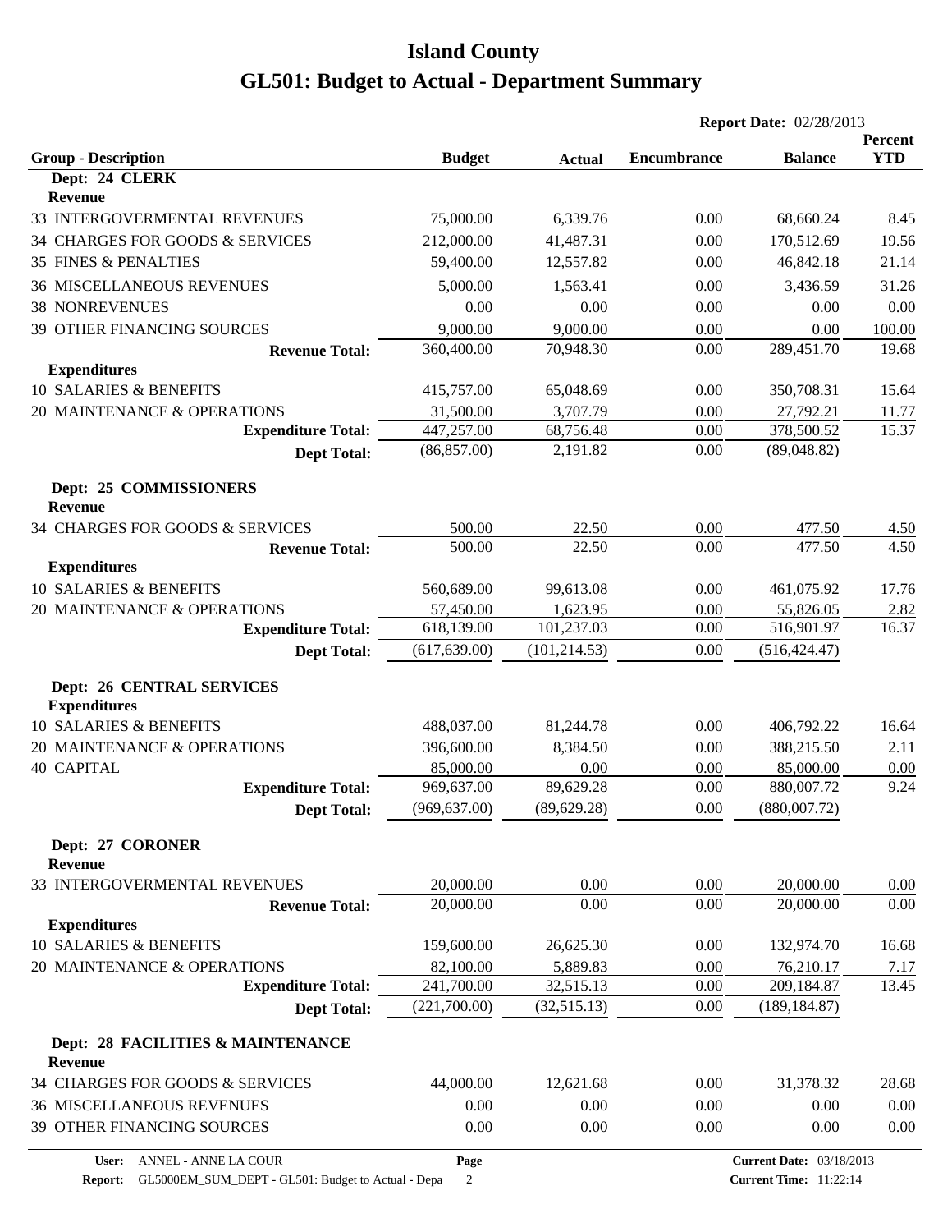# Island County

# GL501: Budget to Actual - Department Summary

**Report Date:** 02/28/2013

| Group - Description | Budget | Actual | Encumbrance | Balance | Percent YTD |
|---|---|---|---|---|---|
| **Dept: 24 CLERK** | | | | | |
| **Revenue** | | | | | |
| 33 INTERGOVERMENTAL REVENUES | 75,000.00 | 6,339.76 | 0.00 | 68,660.24 | 8.45 |
| 34 CHARGES FOR GOODS & SERVICES | 212,000.00 | 41,487.31 | 0.00 | 170,512.69 | 19.56 |
| 35 FINES & PENALTIES | 59,400.00 | 12,557.82 | 0.00 | 46,842.18 | 21.14 |
| 36 MISCELLANEOUS REVENUES | 5,000.00 | 1,563.41 | 0.00 | 3,436.59 | 31.26 |
| 38 NONREVENUES | 0.00 | 0.00 | 0.00 | 0.00 | 0.00 |
| 39 OTHER FINANCING SOURCES | 9,000.00 | 9,000.00 | 0.00 | 0.00 | 100.00 |
| **Revenue Total:** | 360,400.00 | 70,948.30 | 0.00 | 289,451.70 | 19.68 |
| **Expenditures** | | | | | |
| 10 SALARIES & BENEFITS | 415,757.00 | 65,048.69 | 0.00 | 350,708.31 | 15.64 |
| 20 MAINTENANCE & OPERATIONS | 31,500.00 | 3,707.79 | 0.00 | 27,792.21 | 11.77 |
| **Expenditure Total:** | 447,257.00 | 68,756.48 | 0.00 | 378,500.52 | 15.37 |
| **Dept Total:** | (86,857.00) | 2,191.82 | 0.00 | (89,048.82) | |
| **Dept: 25 COMMISSIONERS** | | | | | |
| **Revenue** | | | | | |
| 34 CHARGES FOR GOODS & SERVICES | 500.00 | 22.50 | 0.00 | 477.50 | 4.50 |
| **Revenue Total:** | 500.00 | 22.50 | 0.00 | 477.50 | 4.50 |
| **Expenditures** | | | | | |
| 10 SALARIES & BENEFITS | 560,689.00 | 99,613.08 | 0.00 | 461,075.92 | 17.76 |
| 20 MAINTENANCE & OPERATIONS | 57,450.00 | 1,623.95 | 0.00 | 55,826.05 | 2.82 |
| **Expenditure Total:** | 618,139.00 | 101,237.03 | 0.00 | 516,901.97 | 16.37 |
| **Dept Total:** | (617,639.00) | (101,214.53) | 0.00 | (516,424.47) | |
| **Dept: 26 CENTRAL SERVICES** | | | | | |
| **Expenditures** | | | | | |
| 10 SALARIES & BENEFITS | 488,037.00 | 81,244.78 | 0.00 | 406,792.22 | 16.64 |
| 20 MAINTENANCE & OPERATIONS | 396,600.00 | 8,384.50 | 0.00 | 388,215.50 | 2.11 |
| 40 CAPITAL | 85,000.00 | 0.00 | 0.00 | 85,000.00 | 0.00 |
| **Expenditure Total:** | 969,637.00 | 89,629.28 | 0.00 | 880,007.72 | 9.24 |
| **Dept Total:** | (969,637.00) | (89,629.28) | 0.00 | (880,007.72) | |
| **Dept: 27 CORONER** | | | | | |
| **Revenue** | | | | | |
| 33 INTERGOVERMENTAL REVENUES | 20,000.00 | 0.00 | 0.00 | 20,000.00 | 0.00 |
| **Revenue Total:** | 20,000.00 | 0.00 | 0.00 | 20,000.00 | 0.00 |
| **Expenditures** | | | | | |
| 10 SALARIES & BENEFITS | 159,600.00 | 26,625.30 | 0.00 | 132,974.70 | 16.68 |
| 20 MAINTENANCE & OPERATIONS | 82,100.00 | 5,889.83 | 0.00 | 76,210.17 | 7.17 |
| **Expenditure Total:** | 241,700.00 | 32,515.13 | 0.00 | 209,184.87 | 13.45 |
| **Dept Total:** | (221,700.00) | (32,515.13) | 0.00 | (189,184.87) | |
| **Dept: 28 FACILITIES & MAINTENANCE** | | | | | |
| **Revenue** | | | | | |
| 34 CHARGES FOR GOODS & SERVICES | 44,000.00 | 12,621.68 | 0.00 | 31,378.32 | 28.68 |
| 36 MISCELLANEOUS REVENUES | 0.00 | 0.00 | 0.00 | 0.00 | 0.00 |
| 39 OTHER FINANCING SOURCES | 0.00 | 0.00 | 0.00 | 0.00 | 0.00 |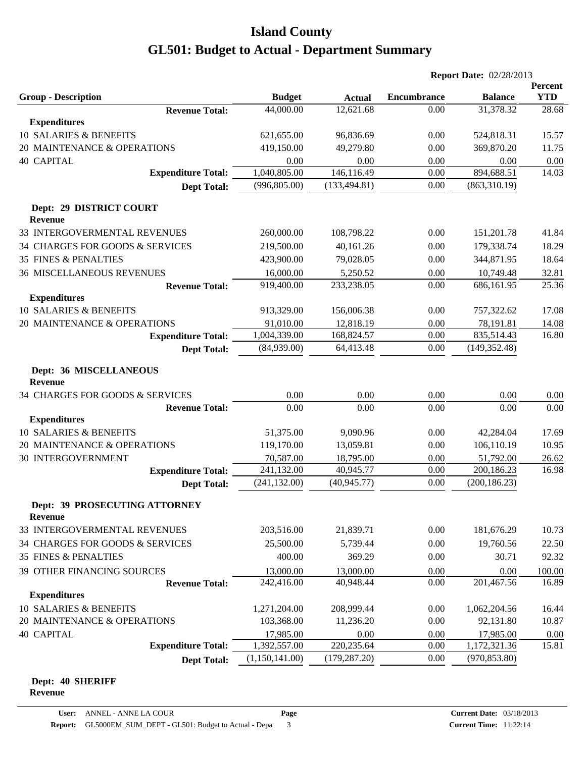# Island County

# GL501: Budget to Actual - Department Summary

**Report Date:** 02/28/2013

| Group - Description | Budget | Actual | Encumbrance | Balance | Percent YTD |
|---|---|---|---|---|---|
| **Revenue Total:** | 44,000.00 | 12,621.68 | 0.00 | 31,378.32 | 28.68 |
| **Expenditures** | | | | | |
| 10 SALARIES & BENEFITS | 621,655.00 | 96,836.69 | 0.00 | 524,818.31 | 15.57 |
| 20 MAINTENANCE & OPERATIONS | 419,150.00 | 49,279.80 | 0.00 | 369,870.20 | 11.75 |
| 40 CAPITAL | 0.00 | 0.00 | 0.00 | 0.00 | 0.00 |
| **Expenditure Total:** | 1,040,805.00 | 146,116.49 | 0.00 | 894,688.51 | 14.03 |
| **Dept Total:** | (996,805.00) | (133,494.81) | 0.00 | (863,310.19) | |
| **Dept: 29 DISTRICT COURT** | | | | | |
| **Revenue** | | | | | |
| 33 INTERGOVERMENTAL REVENUES | 260,000.00 | 108,798.22 | 0.00 | 151,201.78 | 41.84 |
| 34 CHARGES FOR GOODS & SERVICES | 219,500.00 | 40,161.26 | 0.00 | 179,338.74 | 18.29 |
| 35 FINES & PENALTIES | 423,900.00 | 79,028.05 | 0.00 | 344,871.95 | 18.64 |
| 36 MISCELLANEOUS REVENUES | 16,000.00 | 5,250.52 | 0.00 | 10,749.48 | 32.81 |
| **Revenue Total:** | 919,400.00 | 233,238.05 | 0.00 | 686,161.95 | 25.36 |
| **Expenditures** | | | | | |
| 10 SALARIES & BENEFITS | 913,329.00 | 156,006.38 | 0.00 | 757,322.62 | 17.08 |
| 20 MAINTENANCE & OPERATIONS | 91,010.00 | 12,818.19 | 0.00 | 78,191.81 | 14.08 |
| **Expenditure Total:** | 1,004,339.00 | 168,824.57 | 0.00 | 835,514.43 | 16.80 |
| **Dept Total:** | (84,939.00) | 64,413.48 | 0.00 | (149,352.48) | |
| **Dept: 36 MISCELLANEOUS** | | | | | |
| **Revenue** | | | | | |
| 34 CHARGES FOR GOODS & SERVICES | 0.00 | 0.00 | 0.00 | 0.00 | 0.00 |
| **Revenue Total:** | 0.00 | 0.00 | 0.00 | 0.00 | 0.00 |
| **Expenditures** | | | | | |
| 10 SALARIES & BENEFITS | 51,375.00 | 9,090.96 | 0.00 | 42,284.04 | 17.69 |
| 20 MAINTENANCE & OPERATIONS | 119,170.00 | 13,059.81 | 0.00 | 106,110.19 | 10.95 |
| 30 INTERGOVERNMENT | 70,587.00 | 18,795.00 | 0.00 | 51,792.00 | 26.62 |
| **Expenditure Total:** | 241,132.00 | 40,945.77 | 0.00 | 200,186.23 | 16.98 |
| **Dept Total:** | (241,132.00) | (40,945.77) | 0.00 | (200,186.23) | |
| **Dept: 39 PROSECUTING ATTORNEY** | | | | | |
| **Revenue** | | | | | |
| 33 INTERGOVERMENTAL REVENUES | 203,516.00 | 21,839.71 | 0.00 | 181,676.29 | 10.73 |
| 34 CHARGES FOR GOODS & SERVICES | 25,500.00 | 5,739.44 | 0.00 | 19,760.56 | 22.50 |
| 35 FINES & PENALTIES | 400.00 | 369.29 | 0.00 | 30.71 | 92.32 |
| 39 OTHER FINANCING SOURCES | 13,000.00 | 13,000.00 | 0.00 | 0.00 | 100.00 |
| **Revenue Total:** | 242,416.00 | 40,948.44 | 0.00 | 201,467.56 | 16.89 |
| **Expenditures** | | | | | |
| 10 SALARIES & BENEFITS | 1,271,204.00 | 208,999.44 | 0.00 | 1,062,204.56 | 16.44 |
| 20 MAINTENANCE & OPERATIONS | 103,368.00 | 11,236.20 | 0.00 | 92,131.80 | 10.87 |
| 40 CAPITAL | 17,985.00 | 0.00 | 0.00 | 17,985.00 | 0.00 |
| **Expenditure Total:** | 1,392,557.00 | 220,235.64 | 0.00 | 1,172,321.36 | 15.81 |
| **Dept Total:** | (1,150,141.00) | (179,287.20) | 0.00 | (970,853.80) | |
| **Dept: 40 SHERIFF** | | | | | |
| **Revenue** | | | | | |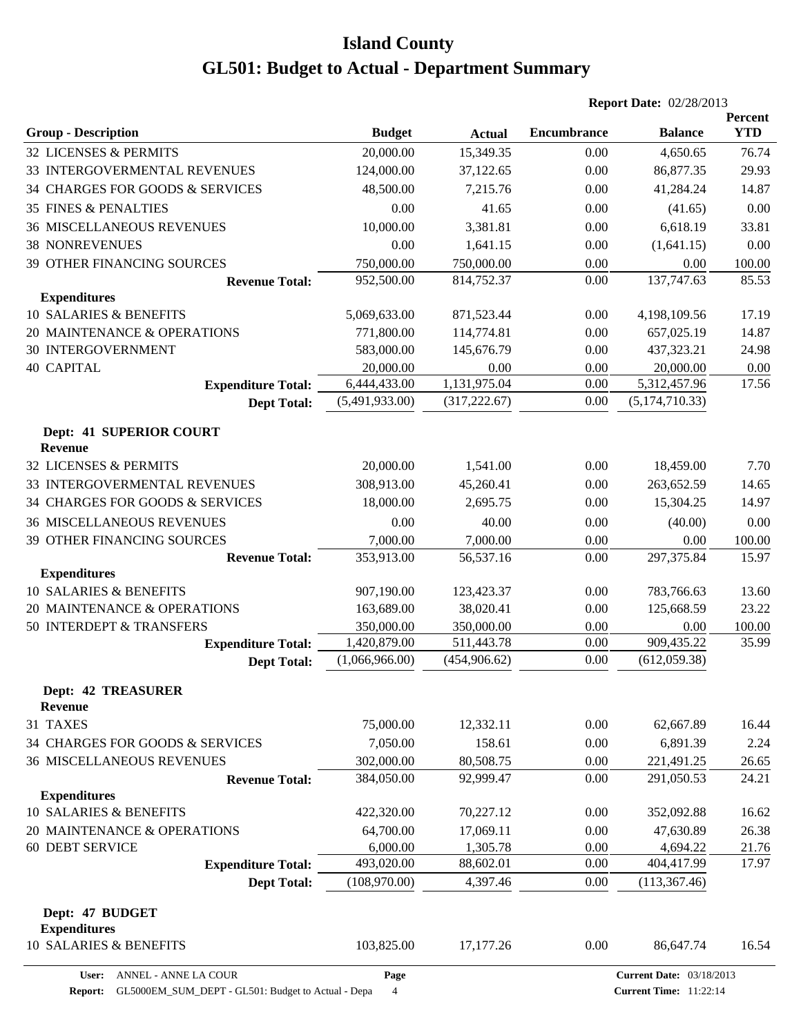# Island County

# GL501: Budget to Actual - Department Summary

**Report Date:** 02/28/2013

| Group - Description | Budget | Actual | Encumbrance | Balance | Percent YTD |
|---|---|---|---|---|---|
| 32 LICENSES & PERMITS | 20,000.00 | 15,349.35 | 0.00 | 4,650.65 | 76.74 |
| 33 INTERGOVERMENTAL REVENUES | 124,000.00 | 37,122.65 | 0.00 | 86,877.35 | 29.93 |
| 34 CHARGES FOR GOODS & SERVICES | 48,500.00 | 7,215.76 | 0.00 | 41,284.24 | 14.87 |
| 35 FINES & PENALTIES | 0.00 | 41.65 | 0.00 | (41.65) | 0.00 |
| 36 MISCELLANEOUS REVENUES | 10,000.00 | 3,381.81 | 0.00 | 6,618.19 | 33.81 |
| 38 NONREVENUES | 0.00 | 1,641.15 | 0.00 | (1,641.15) | 0.00 |
| 39 OTHER FINANCING SOURCES | 750,000.00 | 750,000.00 | 0.00 | 0.00 | 100.00 |
| **Revenue Total:** | 952,500.00 | 814,752.37 | 0.00 | 137,747.63 | 85.53 |
| **Expenditures** | | | | | |
| 10 SALARIES & BENEFITS | 5,069,633.00 | 871,523.44 | 0.00 | 4,198,109.56 | 17.19 |
| 20 MAINTENANCE & OPERATIONS | 771,800.00 | 114,774.81 | 0.00 | 657,025.19 | 14.87 |
| 30 INTERGOVERNMENT | 583,000.00 | 145,676.79 | 0.00 | 437,323.21 | 24.98 |
| 40 CAPITAL | 20,000.00 | 0.00 | 0.00 | 20,000.00 | 0.00 |
| **Expenditure Total:** | 6,444,433.00 | 1,131,975.04 | 0.00 | 5,312,457.96 | 17.56 |
| **Dept Total:** | (5,491,933.00) | (317,222.67) | 0.00 | (5,174,710.33) | |
| **Dept: 41 SUPERIOR COURT** | | | | | |
| **Revenue** | | | | | |
| 32 LICENSES & PERMITS | 20,000.00 | 1,541.00 | 0.00 | 18,459.00 | 7.70 |
| 33 INTERGOVERMENTAL REVENUES | 308,913.00 | 45,260.41 | 0.00 | 263,652.59 | 14.65 |
| 34 CHARGES FOR GOODS & SERVICES | 18,000.00 | 2,695.75 | 0.00 | 15,304.25 | 14.97 |
| 36 MISCELLANEOUS REVENUES | 0.00 | 40.00 | 0.00 | (40.00) | 0.00 |
| 39 OTHER FINANCING SOURCES | 7,000.00 | 7,000.00 | 0.00 | 0.00 | 100.00 |
| **Revenue Total:** | 353,913.00 | 56,537.16 | 0.00 | 297,375.84 | 15.97 |
| **Expenditures** | | | | | |
| 10 SALARIES & BENEFITS | 907,190.00 | 123,423.37 | 0.00 | 783,766.63 | 13.60 |
| 20 MAINTENANCE & OPERATIONS | 163,689.00 | 38,020.41 | 0.00 | 125,668.59 | 23.22 |
| 50 INTERDEPT & TRANSFERS | 350,000.00 | 350,000.00 | 0.00 | 0.00 | 100.00 |
| **Expenditure Total:** | 1,420,879.00 | 511,443.78 | 0.00 | 909,435.22 | 35.99 |
| **Dept Total:** | (1,066,966.00) | (454,906.62) | 0.00 | (612,059.38) | |
| **Dept: 42 TREASURER** | | | | | |
| **Revenue** | | | | | |
| 31 TAXES | 75,000.00 | 12,332.11 | 0.00 | 62,667.89 | 16.44 |
| 34 CHARGES FOR GOODS & SERVICES | 7,050.00 | 158.61 | 0.00 | 6,891.39 | 2.24 |
| 36 MISCELLANEOUS REVENUES | 302,000.00 | 80,508.75 | 0.00 | 221,491.25 | 26.65 |
| **Revenue Total:** | 384,050.00 | 92,999.47 | 0.00 | 291,050.53 | 24.21 |
| **Expenditures** | | | | | |
| 10 SALARIES & BENEFITS | 422,320.00 | 70,227.12 | 0.00 | 352,092.88 | 16.62 |
| 20 MAINTENANCE & OPERATIONS | 64,700.00 | 17,069.11 | 0.00 | 47,630.89 | 26.38 |
| 60 DEBT SERVICE | 6,000.00 | 1,305.78 | 0.00 | 4,694.22 | 21.76 |
| **Expenditure Total:** | 493,020.00 | 88,602.01 | 0.00 | 404,417.99 | 17.97 |
| **Dept Total:** | (108,970.00) | 4,397.46 | 0.00 | (113,367.46) | |
| **Dept: 47 BUDGET** | | | | | |
| **Expenditures** | | | | | |
| 10 SALARIES & BENEFITS | 103,825.00 | 17,177.26 | 0.00 | 86,647.74 | 16.54 |

User: ANNEL - ANNE LA COUR | Report: GL5000EM_SUM_DEPT - GL501: Budget to Actual - Depa | Page 4 | Current Date: 03/18/2013 | Current Time: 11:22:14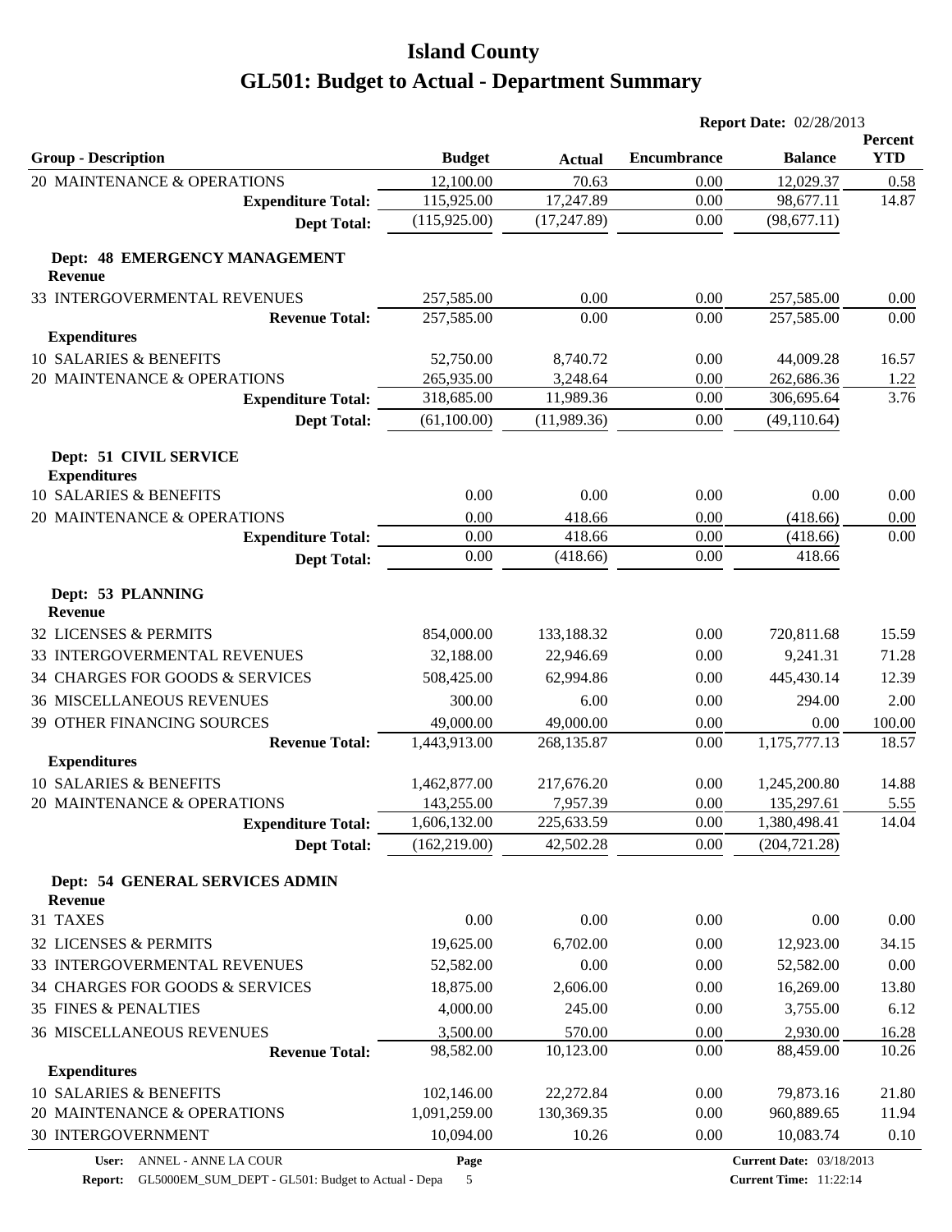# Island County

# GL501: Budget to Actual - Department Summary

**Report Date:** 02/28/2013

| Group - Description | Budget | Actual | Encumbrance | Balance | Percent YTD |
|---|---|---|---|---|---|
| 20 MAINTENANCE & OPERATIONS | 12,100.00 | 70.63 | 0.00 | 12,029.37 | 0.58 |
| **Expenditure Total:** | 115,925.00 | 17,247.89 | 0.00 | 98,677.11 | 14.87 |
| **Dept Total:** | (115,925.00) | (17,247.89) | 0.00 | (98,677.11) | |
| **Dept: 48 EMERGENCY MANAGEMENT** | | | | | |
| **Revenue** | | | | | |
| 33 INTERGOVERMENTAL REVENUES | 257,585.00 | 0.00 | 0.00 | 257,585.00 | 0.00 |
| **Revenue Total:** | 257,585.00 | 0.00 | 0.00 | 257,585.00 | 0.00 |
| **Expenditures** | | | | | |
| 10 SALARIES & BENEFITS | 52,750.00 | 8,740.72 | 0.00 | 44,009.28 | 16.57 |
| 20 MAINTENANCE & OPERATIONS | 265,935.00 | 3,248.64 | 0.00 | 262,686.36 | 1.22 |
| **Expenditure Total:** | 318,685.00 | 11,989.36 | 0.00 | 306,695.64 | 3.76 |
| **Dept Total:** | (61,100.00) | (11,989.36) | 0.00 | (49,110.64) | |
| **Dept: 51 CIVIL SERVICE** | | | | | |
| **Expenditures** | | | | | |
| 10 SALARIES & BENEFITS | 0.00 | 0.00 | 0.00 | 0.00 | 0.00 |
| 20 MAINTENANCE & OPERATIONS | 0.00 | 418.66 | 0.00 | (418.66) | 0.00 |
| **Expenditure Total:** | 0.00 | 418.66 | 0.00 | (418.66) | 0.00 |
| **Dept Total:** | 0.00 | (418.66) | 0.00 | 418.66 | |
| **Dept: 53 PLANNING** | | | | | |
| **Revenue** | | | | | |
| 32 LICENSES & PERMITS | 854,000.00 | 133,188.32 | 0.00 | 720,811.68 | 15.59 |
| 33 INTERGOVERMENTAL REVENUES | 32,188.00 | 22,946.69 | 0.00 | 9,241.31 | 71.28 |
| 34 CHARGES FOR GOODS & SERVICES | 508,425.00 | 62,994.86 | 0.00 | 445,430.14 | 12.39 |
| 36 MISCELLANEOUS REVENUES | 300.00 | 6.00 | 0.00 | 294.00 | 2.00 |
| 39 OTHER FINANCING SOURCES | 49,000.00 | 49,000.00 | 0.00 | 0.00 | 100.00 |
| **Revenue Total:** | 1,443,913.00 | 268,135.87 | 0.00 | 1,175,777.13 | 18.57 |
| **Expenditures** | | | | | |
| 10 SALARIES & BENEFITS | 1,462,877.00 | 217,676.20 | 0.00 | 1,245,200.80 | 14.88 |
| 20 MAINTENANCE & OPERATIONS | 143,255.00 | 7,957.39 | 0.00 | 135,297.61 | 5.55 |
| **Expenditure Total:** | 1,606,132.00 | 225,633.59 | 0.00 | 1,380,498.41 | 14.04 |
| **Dept Total:** | (162,219.00) | 42,502.28 | 0.00 | (204,721.28) | |
| **Dept: 54 GENERAL SERVICES ADMIN** | | | | | |
| **Revenue** | | | | | |
| 31 TAXES | 0.00 | 0.00 | 0.00 | 0.00 | 0.00 |
| 32 LICENSES & PERMITS | 19,625.00 | 6,702.00 | 0.00 | 12,923.00 | 34.15 |
| 33 INTERGOVERMENTAL REVENUES | 52,582.00 | 0.00 | 0.00 | 52,582.00 | 0.00 |
| 34 CHARGES FOR GOODS & SERVICES | 18,875.00 | 2,606.00 | 0.00 | 16,269.00 | 13.80 |
| 35 FINES & PENALTIES | 4,000.00 | 245.00 | 0.00 | 3,755.00 | 6.12 |
| 36 MISCELLANEOUS REVENUES | 3,500.00 | 570.00 | 0.00 | 2,930.00 | 16.28 |
| **Revenue Total:** | 98,582.00 | 10,123.00 | 0.00 | 88,459.00 | 10.26 |
| **Expenditures** | | | | | |
| 10 SALARIES & BENEFITS | 102,146.00 | 22,272.84 | 0.00 | 79,873.16 | 21.80 |
| 20 MAINTENANCE & OPERATIONS | 1,091,259.00 | 130,369.35 | 0.00 | 960,889.65 | 11.94 |
| 30 INTERGOVERNMENT | 10,094.00 | 10.26 | 0.00 | 10,083.74 | 0.10 |

**User:** ANNEL - ANNE LA COUR
**Report:** GL5000EM_SUM_DEPT - GL501: Budget to Actual - Depa
**Current Date:** 03/18/2013
**Current Time:** 11:22:14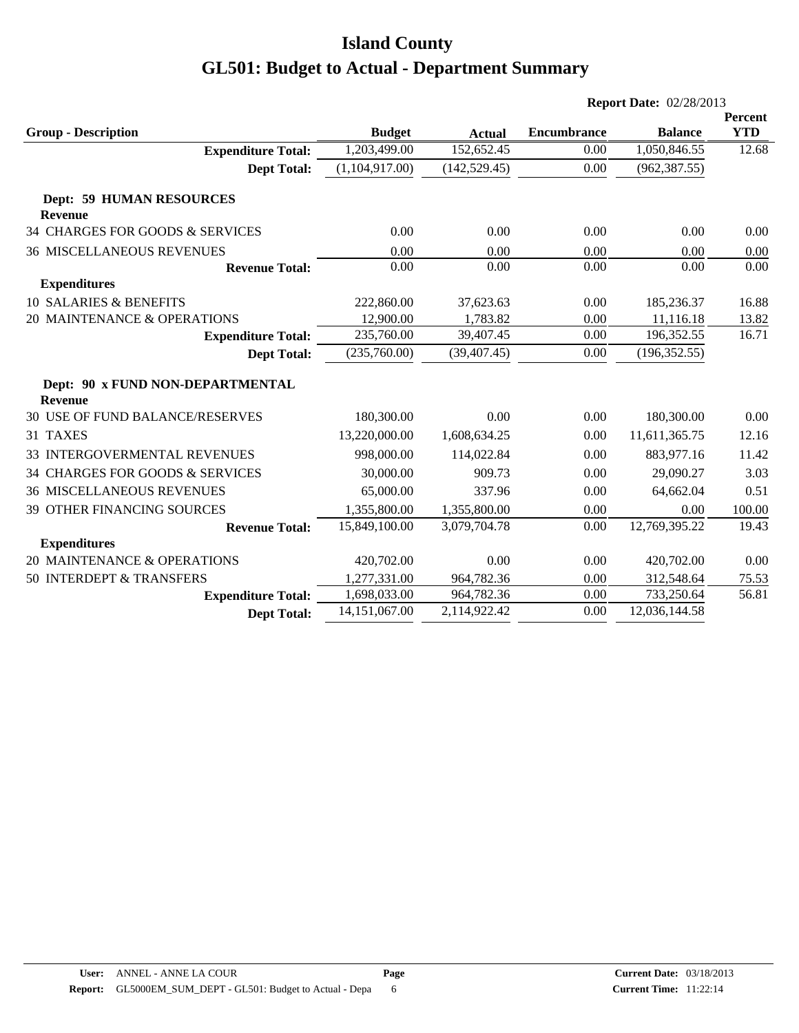# Island County

# GL501: Budget to Actual - Department Summary

**Report Date:** 02/28/2013

| Group - Description | Budget | Actual | Encumbrance | Balance | Percent YTD |
|---|---|---|---|---|---|
| **Expenditure Total:** | 1,203,499.00 | 152,652.45 | 0.00 | 1,050,846.55 | 12.68 |
| **Dept Total:** | (1,104,917.00) | (142,529.45) | 0.00 | (962,387.55) | |
| **Dept: 59 HUMAN RESOURCES** | | | | | |
| **Revenue** | | | | | |
| 34 CHARGES FOR GOODS & SERVICES | 0.00 | 0.00 | 0.00 | 0.00 | 0.00 |
| 36 MISCELLANEOUS REVENUES | 0.00 | 0.00 | 0.00 | 0.00 | 0.00 |
| **Revenue Total:** | 0.00 | 0.00 | 0.00 | 0.00 | 0.00 |
| **Expenditures** | | | | | |
| 10 SALARIES & BENEFITS | 222,860.00 | 37,623.63 | 0.00 | 185,236.37 | 16.88 |
| 20 MAINTENANCE & OPERATIONS | 12,900.00 | 1,783.82 | 0.00 | 11,116.18 | 13.82 |
| **Expenditure Total:** | 235,760.00 | 39,407.45 | 0.00 | 196,352.55 | 16.71 |
| **Dept Total:** | (235,760.00) | (39,407.45) | 0.00 | (196,352.55) | |
| **Dept: 90 x FUND NON-DEPARTMENTAL** | | | | | |
| **Revenue** | | | | | |
| 30 USE OF FUND BALANCE/RESERVES | 180,300.00 | 0.00 | 0.00 | 180,300.00 | 0.00 |
| 31 TAXES | 13,220,000.00 | 1,608,634.25 | 0.00 | 11,611,365.75 | 12.16 |
| 33 INTERGOVERMENTAL REVENUES | 998,000.00 | 114,022.84 | 0.00 | 883,977.16 | 11.42 |
| 34 CHARGES FOR GOODS & SERVICES | 30,000.00 | 909.73 | 0.00 | 29,090.27 | 3.03 |
| 36 MISCELLANEOUS REVENUES | 65,000.00 | 337.96 | 0.00 | 64,662.04 | 0.51 |
| 39 OTHER FINANCING SOURCES | 1,355,800.00 | 1,355,800.00 | 0.00 | 0.00 | 100.00 |
| **Revenue Total:** | 15,849,100.00 | 3,079,704.78 | 0.00 | 12,769,395.22 | 19.43 |
| **Expenditures** | | | | | |
| 20 MAINTENANCE & OPERATIONS | 420,702.00 | 0.00 | 0.00 | 420,702.00 | 0.00 |
| 50 INTERDEPT & TRANSFERS | 1,277,331.00 | 964,782.36 | 0.00 | 312,548.64 | 75.53 |
| **Expenditure Total:** | 1,698,033.00 | 964,782.36 | 0.00 | 733,250.64 | 56.81 |
| **Dept Total:** | 14,151,067.00 | 2,114,922.42 | 0.00 | 12,036,144.58 | |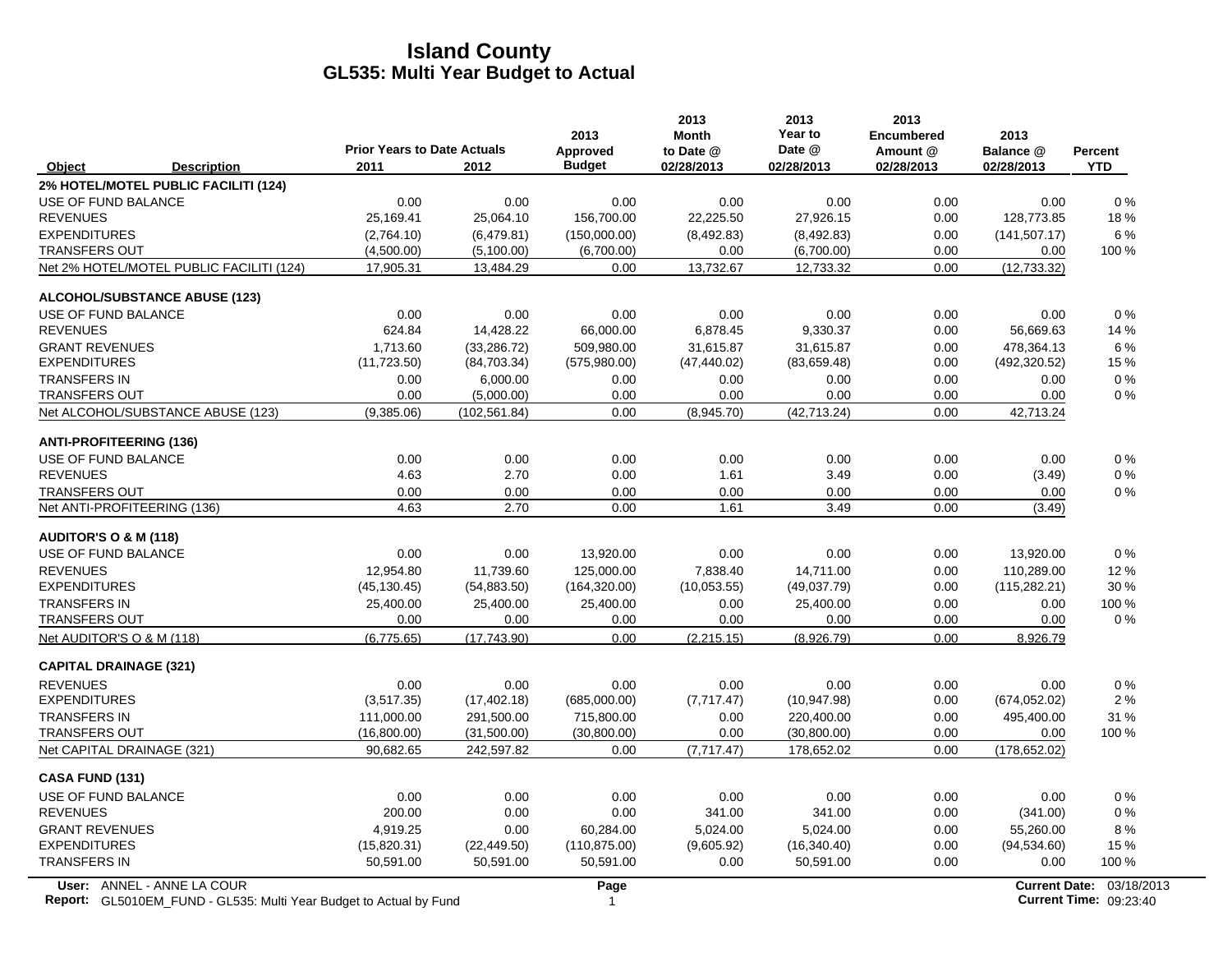# Island County
## GL535: Multi Year Budget to Actual

| Object | Description | Prior Years to Date Actuals 2011 | 2012 | 2013 Approved Budget | 2013 Month to Date @ 02/28/2013 | 2013 Year to Date @ 02/28/2013 | 2013 Encumbered Amount @ 02/28/2013 | 2013 Balance @ 02/28/2013 | Percent YTD |
|---|---|---|---|---|---|---|---|---|---|
| **2% HOTEL/MOTEL PUBLIC FACILITI (124)** | | | | | | | | | |
| USE OF FUND BALANCE | | 0.00 | 0.00 | 0.00 | 0.00 | 0.00 | 0.00 | 0.00 | 0 % |
| REVENUES | | 25,169.41 | 25,064.10 | 156,700.00 | 22,225.50 | 27,926.15 | 0.00 | 128,773.85 | 18 % |
| EXPENDITURES | | (2,764.10) | (6,479.81) | (150,000.00) | (8,492.83) | (8,492.83) | 0.00 | (141,507.17) | 6 % |
| TRANSFERS OUT | | (4,500.00) | (5,100.00) | (6,700.00) | 0.00 | (6,700.00) | 0.00 | 0.00 | 100 % |
| Net 2% HOTEL/MOTEL PUBLIC FACILITI (124) | | 17,905.31 | 13,484.29 | 0.00 | 13,732.67 | 12,733.32 | 0.00 | (12,733.32) | |
| **ALCOHOL/SUBSTANCE ABUSE (123)** | | | | | | | | | |
| USE OF FUND BALANCE | | 0.00 | 0.00 | 0.00 | 0.00 | 0.00 | 0.00 | 0.00 | 0 % |
| REVENUES | | 624.84 | 14,428.22 | 66,000.00 | 6,878.45 | 9,330.37 | 0.00 | 56,669.63 | 14 % |
| GRANT REVENUES | | 1,713.60 | (33,286.72) | 509,980.00 | 31,615.87 | 31,615.87 | 0.00 | 478,364.13 | 6 % |
| EXPENDITURES | | (11,723.50) | (84,703.34) | (575,980.00) | (47,440.02) | (83,659.48) | 0.00 | (492,320.52) | 15 % |
| TRANSFERS IN | | 0.00 | 6,000.00 | 0.00 | 0.00 | 0.00 | 0.00 | 0.00 | 0 % |
| TRANSFERS OUT | | 0.00 | (5,000.00) | 0.00 | 0.00 | 0.00 | 0.00 | 0.00 | 0 % |
| Net ALCOHOL/SUBSTANCE ABUSE (123) | | (9,385.06) | (102,561.84) | 0.00 | (8,945.70) | (42,713.24) | 0.00 | 42,713.24 | |
| **ANTI-PROFITEERING (136)** | | | | | | | | | |
| USE OF FUND BALANCE | | 0.00 | 0.00 | 0.00 | 0.00 | 0.00 | 0.00 | 0.00 | 0 % |
| REVENUES | | 4.63 | 2.70 | 0.00 | 1.61 | 3.49 | 0.00 | (3.49) | 0 % |
| TRANSFERS OUT | | 0.00 | 0.00 | 0.00 | 0.00 | 0.00 | 0.00 | 0.00 | 0 % |
| Net ANTI-PROFITEERING (136) | | 4.63 | 2.70 | 0.00 | 1.61 | 3.49 | 0.00 | (3.49) | |
| **AUDITOR'S O & M (118)** | | | | | | | | | |
| USE OF FUND BALANCE | | 0.00 | 0.00 | 13,920.00 | 0.00 | 0.00 | 0.00 | 13,920.00 | 0 % |
| REVENUES | | 12,954.80 | 11,739.60 | 125,000.00 | 7,838.40 | 14,711.00 | 0.00 | 110,289.00 | 12 % |
| EXPENDITURES | | (45,130.45) | (54,883.50) | (164,320.00) | (10,053.55) | (49,037.79) | 0.00 | (115,282.21) | 30 % |
| TRANSFERS IN | | 25,400.00 | 25,400.00 | 25,400.00 | 0.00 | 25,400.00 | 0.00 | 0.00 | 100 % |
| TRANSFERS OUT | | 0.00 | 0.00 | 0.00 | 0.00 | 0.00 | 0.00 | 0.00 | 0 % |
| Net AUDITOR'S O & M (118) | | (6,775.65) | (17,743.90) | 0.00 | (2,215.15) | (8,926.79) | 0.00 | 8,926.79 | |
| **CAPITAL DRAINAGE (321)** | | | | | | | | | |
| REVENUES | | 0.00 | 0.00 | 0.00 | 0.00 | 0.00 | 0.00 | 0.00 | 0 % |
| EXPENDITURES | | (3,517.35) | (17,402.18) | (685,000.00) | (7,717.47) | (10,947.98) | 0.00 | (674,052.02) | 2 % |
| TRANSFERS IN | | 111,000.00 | 291,500.00 | 715,800.00 | 0.00 | 220,400.00 | 0.00 | 495,400.00 | 31 % |
| TRANSFERS OUT | | (16,800.00) | (31,500.00) | (30,800.00) | 0.00 | (30,800.00) | 0.00 | 0.00 | 100 % |
| Net CAPITAL DRAINAGE (321) | | 90,682.65 | 242,597.82 | 0.00 | (7,717.47) | 178,652.02 | 0.00 | (178,652.02) | |
| **CASA FUND (131)** | | | | | | | | | |
| USE OF FUND BALANCE | | 0.00 | 0.00 | 0.00 | 0.00 | 0.00 | 0.00 | 0.00 | 0 % |
| REVENUES | | 200.00 | 0.00 | 0.00 | 341.00 | 341.00 | 0.00 | (341.00) | 0 % |
| GRANT REVENUES | | 4,919.25 | 0.00 | 60,284.00 | 5,024.00 | 5,024.00 | 0.00 | 55,260.00 | 8 % |
| EXPENDITURES | | (15,820.31) | (22,449.50) | (110,875.00) | (9,605.92) | (16,340.40) | 0.00 | (94,534.60) | 15 % |
| TRANSFERS IN | | 50,591.00 | 50,591.00 | 50,591.00 | 0.00 | 50,591.00 | 0.00 | 0.00 | 100 % |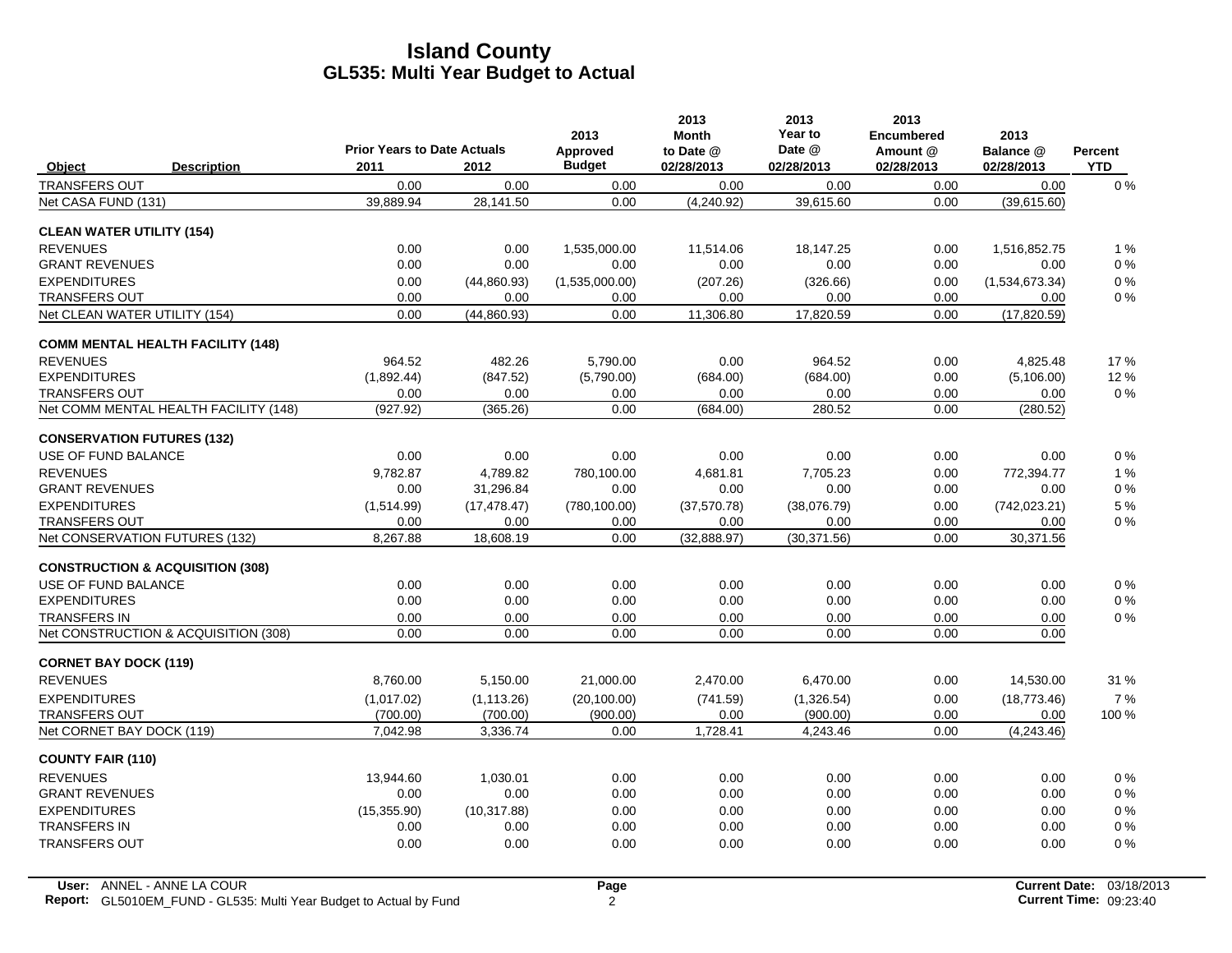# Island County
## GL535: Multi Year Budget to Actual

| Object | Description | Prior Years to Date Actuals 2011 | 2012 | 2013 Approved Budget | 2013 Month to Date @ 02/28/2013 | 2013 Year to Date @ 02/28/2013 | 2013 Encumbered Amount @ 02/28/2013 | 2013 Balance @ 02/28/2013 | Percent YTD |
|---|---|---|---|---|---|---|---|---|---|
| TRANSFERS OUT | | 0.00 | 0.00 | 0.00 | 0.00 | 0.00 | 0.00 | 0.00 | 0 % |
| Net CASA FUND (131) | | 39,889.94 | 28,141.50 | 0.00 | (4,240.92) | 39,615.60 | 0.00 | (39,615.60) | |
| **CLEAN WATER UTILITY (154)** | | | | | | | | | |
| REVENUES | | 0.00 | 0.00 | 1,535,000.00 | 11,514.06 | 18,147.25 | 0.00 | 1,516,852.75 | 1 % |
| GRANT REVENUES | | 0.00 | 0.00 | 0.00 | 0.00 | 0.00 | 0.00 | 0.00 | 0 % |
| EXPENDITURES | | 0.00 | (44,860.93) | (1,535,000.00) | (207.26) | (326.66) | 0.00 | (1,534,673.34) | 0 % |
| TRANSFERS OUT | | 0.00 | 0.00 | 0.00 | 0.00 | 0.00 | 0.00 | 0.00 | 0 % |
| Net CLEAN WATER UTILITY (154) | | 0.00 | (44,860.93) | 0.00 | 11,306.80 | 17,820.59 | 0.00 | (17,820.59) | |
| **COMM MENTAL HEALTH FACILITY (148)** | | | | | | | | | |
| REVENUES | | 964.52 | 482.26 | 5,790.00 | 0.00 | 964.52 | 0.00 | 4,825.48 | 17 % |
| EXPENDITURES | | (1,892.44) | (847.52) | (5,790.00) | (684.00) | (684.00) | 0.00 | (5,106.00) | 12 % |
| TRANSFERS OUT | | 0.00 | 0.00 | 0.00 | 0.00 | 0.00 | 0.00 | 0.00 | 0 % |
| Net COMM MENTAL HEALTH FACILITY (148) | | (927.92) | (365.26) | 0.00 | (684.00) | 280.52 | 0.00 | (280.52) | |
| **CONSERVATION FUTURES (132)** | | | | | | | | | |
| USE OF FUND BALANCE | | 0.00 | 0.00 | 0.00 | 0.00 | 0.00 | 0.00 | 0.00 | 0 % |
| REVENUES | | 9,782.87 | 4,789.82 | 780,100.00 | 4,681.81 | 7,705.23 | 0.00 | 772,394.77 | 1 % |
| GRANT REVENUES | | 0.00 | 31,296.84 | 0.00 | 0.00 | 0.00 | 0.00 | 0.00 | 0 % |
| EXPENDITURES | | (1,514.99) | (17,478.47) | (780,100.00) | (37,570.78) | (38,076.79) | 0.00 | (742,023.21) | 5 % |
| TRANSFERS OUT | | 0.00 | 0.00 | 0.00 | 0.00 | 0.00 | 0.00 | 0.00 | 0 % |
| Net CONSERVATION FUTURES (132) | | 8,267.88 | 18,608.19 | 0.00 | (32,888.97) | (30,371.56) | 0.00 | 30,371.56 | |
| **CONSTRUCTION & ACQUISITION (308)** | | | | | | | | | |
| USE OF FUND BALANCE | | 0.00 | 0.00 | 0.00 | 0.00 | 0.00 | 0.00 | 0.00 | 0 % |
| EXPENDITURES | | 0.00 | 0.00 | 0.00 | 0.00 | 0.00 | 0.00 | 0.00 | 0 % |
| TRANSFERS IN | | 0.00 | 0.00 | 0.00 | 0.00 | 0.00 | 0.00 | 0.00 | 0 % |
| Net CONSTRUCTION & ACQUISITION (308) | | 0.00 | 0.00 | 0.00 | 0.00 | 0.00 | 0.00 | 0.00 | |
| **CORNET BAY DOCK (119)** | | | | | | | | | |
| REVENUES | | 8,760.00 | 5,150.00 | 21,000.00 | 2,470.00 | 6,470.00 | 0.00 | 14,530.00 | 31 % |
| EXPENDITURES | | (1,017.02) | (1,113.26) | (20,100.00) | (741.59) | (1,326.54) | 0.00 | (18,773.46) | 7 % |
| TRANSFERS OUT | | (700.00) | (700.00) | (900.00) | 0.00 | (900.00) | 0.00 | 0.00 | 100 % |
| Net CORNET BAY DOCK (119) | | 7,042.98 | 3,336.74 | 0.00 | 1,728.41 | 4,243.46 | 0.00 | (4,243.46) | |
| **COUNTY FAIR (110)** | | | | | | | | | |
| REVENUES | | 13,944.60 | 1,030.01 | 0.00 | 0.00 | 0.00 | 0.00 | 0.00 | 0 % |
| GRANT REVENUES | | 0.00 | 0.00 | 0.00 | 0.00 | 0.00 | 0.00 | 0.00 | 0 % |
| EXPENDITURES | | (15,355.90) | (10,317.88) | 0.00 | 0.00 | 0.00 | 0.00 | 0.00 | 0 % |
| TRANSFERS IN | | 0.00 | 0.00 | 0.00 | 0.00 | 0.00 | 0.00 | 0.00 | 0 % |
| TRANSFERS OUT | | 0.00 | 0.00 | 0.00 | 0.00 | 0.00 | 0.00 | 0.00 | 0 % |

**User:** ANNEL - ANNE LA COUR
**Report:** GL5010EM_FUND - GL535: Multi Year Budget to Actual by Fund
**Current Date:** 03/18/2013
**Current Time:** 09:23:40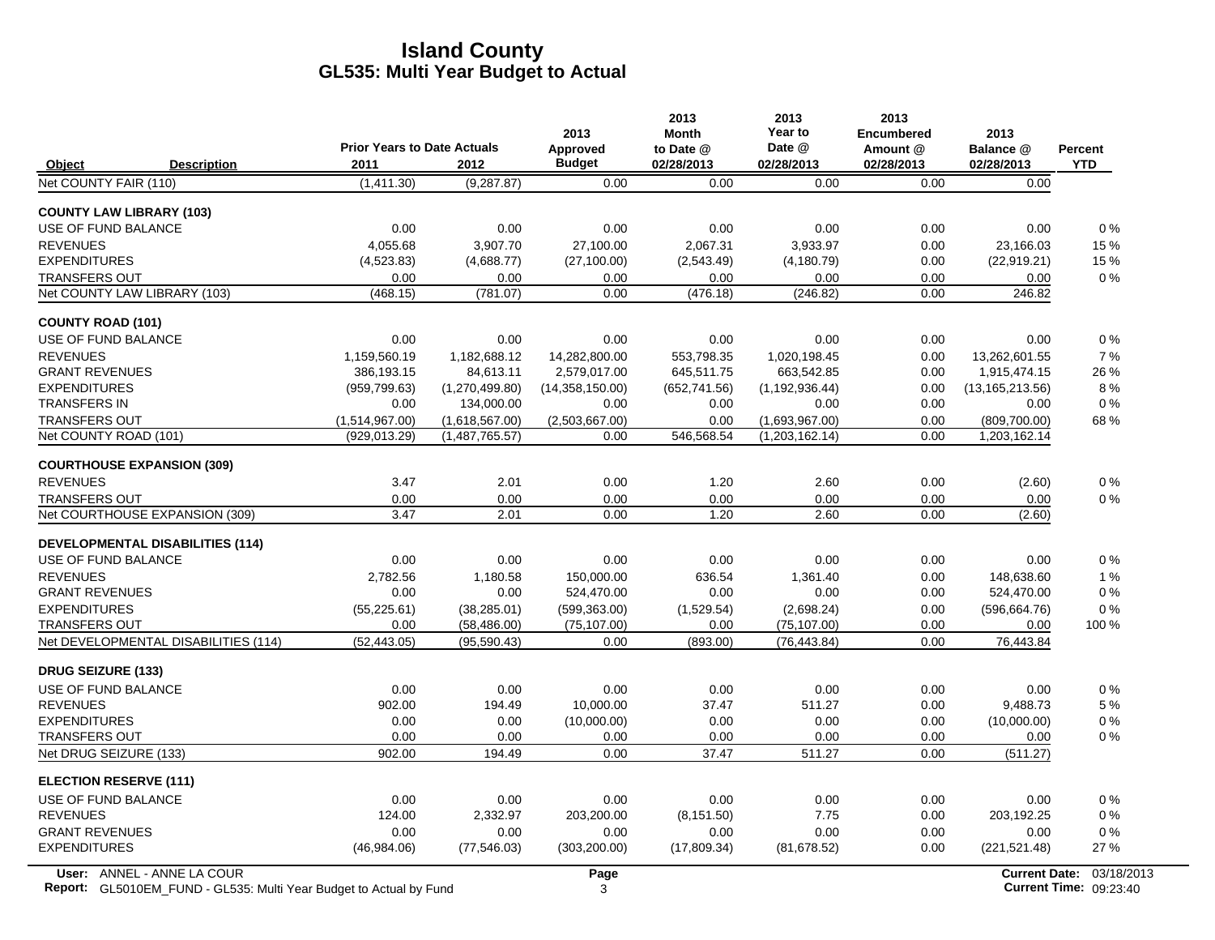# Island County
## GL535: Multi Year Budget to Actual

| Object | Description | Prior Years to Date Actuals 2011 | 2012 | 2013 Approved Budget | 2013 Month to Date @ 02/28/2013 | 2013 Year to Date @ 02/28/2013 | 2013 Encumbered Amount @ 02/28/2013 | 2013 Balance @ 02/28/2013 | Percent YTD |
|---|---|---|---|---|---|---|---|---|---|
| Net COUNTY FAIR (110) | | (1,411.30) | (9,287.87) | 0.00 | 0.00 | 0.00 | 0.00 | 0.00 | |
| **COUNTY LAW LIBRARY (103)** | | | | | | | | | |
| USE OF FUND BALANCE | | 0.00 | 0.00 | 0.00 | 0.00 | 0.00 | 0.00 | 0.00 | 0 % |
| REVENUES | | 4,055.68 | 3,907.70 | 27,100.00 | 2,067.31 | 3,933.97 | 0.00 | 23,166.03 | 15 % |
| EXPENDITURES | | (4,523.83) | (4,688.77) | (27,100.00) | (2,543.49) | (4,180.79) | 0.00 | (22,919.21) | 15 % |
| TRANSFERS OUT | | 0.00 | 0.00 | 0.00 | 0.00 | 0.00 | 0.00 | 0.00 | 0 % |
| Net COUNTY LAW LIBRARY (103) | | (468.15) | (781.07) | 0.00 | (476.18) | (246.82) | 0.00 | 246.82 | |
| **COUNTY ROAD (101)** | | | | | | | | | |
| USE OF FUND BALANCE | | 0.00 | 0.00 | 0.00 | 0.00 | 0.00 | 0.00 | 0.00 | 0 % |
| REVENUES | | 1,159,560.19 | 1,182,688.12 | 14,282,800.00 | 553,798.35 | 1,020,198.45 | 0.00 | 13,262,601.55 | 7 % |
| GRANT REVENUES | | 386,193.15 | 84,613.11 | 2,579,017.00 | 645,511.75 | 663,542.85 | 0.00 | 1,915,474.15 | 26 % |
| EXPENDITURES | | (959,799.63) | (1,270,499.80) | (14,358,150.00) | (652,741.56) | (1,192,936.44) | 0.00 | (13,165,213.56) | 8 % |
| TRANSFERS IN | | 0.00 | 134,000.00 | 0.00 | 0.00 | 0.00 | 0.00 | 0.00 | 0 % |
| TRANSFERS OUT | | (1,514,967.00) | (1,618,567.00) | (2,503,667.00) | 0.00 | (1,693,967.00) | 0.00 | (809,700.00) | 68 % |
| Net COUNTY ROAD (101) | | (929,013.29) | (1,487,765.57) | 0.00 | 546,568.54 | (1,203,162.14) | 0.00 | 1,203,162.14 | |
| **COURTHOUSE EXPANSION (309)** | | | | | | | | | |
| REVENUES | | 3.47 | 2.01 | 0.00 | 1.20 | 2.60 | 0.00 | (2.60) | 0 % |
| TRANSFERS OUT | | 0.00 | 0.00 | 0.00 | 0.00 | 0.00 | 0.00 | 0.00 | 0 % |
| Net COURTHOUSE EXPANSION (309) | | 3.47 | 2.01 | 0.00 | 1.20 | 2.60 | 0.00 | (2.60) | |
| **DEVELOPMENTAL DISABILITIES (114)** | | | | | | | | | |
| USE OF FUND BALANCE | | 0.00 | 0.00 | 0.00 | 0.00 | 0.00 | 0.00 | 0.00 | 0 % |
| REVENUES | | 2,782.56 | 1,180.58 | 150,000.00 | 636.54 | 1,361.40 | 0.00 | 148,638.60 | 1 % |
| GRANT REVENUES | | 0.00 | 0.00 | 524,470.00 | 0.00 | 0.00 | 0.00 | 524,470.00 | 0 % |
| EXPENDITURES | | (55,225.61) | (38,285.01) | (599,363.00) | (1,529.54) | (2,698.24) | 0.00 | (596,664.76) | 0 % |
| TRANSFERS OUT | | 0.00 | (58,486.00) | (75,107.00) | 0.00 | (75,107.00) | 0.00 | 0.00 | 100 % |
| Net DEVELOPMENTAL DISABILITIES (114) | | (52,443.05) | (95,590.43) | 0.00 | (893.00) | (76,443.84) | 0.00 | 76,443.84 | |
| **DRUG SEIZURE (133)** | | | | | | | | | |
| USE OF FUND BALANCE | | 0.00 | 0.00 | 0.00 | 0.00 | 0.00 | 0.00 | 0.00 | 0 % |
| REVENUES | | 902.00 | 194.49 | 10,000.00 | 37.47 | 511.27 | 0.00 | 9,488.73 | 5 % |
| EXPENDITURES | | 0.00 | 0.00 | (10,000.00) | 0.00 | 0.00 | 0.00 | (10,000.00) | 0 % |
| TRANSFERS OUT | | 0.00 | 0.00 | 0.00 | 0.00 | 0.00 | 0.00 | 0.00 | 0 % |
| Net DRUG SEIZURE (133) | | 902.00 | 194.49 | 0.00 | 37.47 | 511.27 | 0.00 | (511.27) | |
| **ELECTION RESERVE (111)** | | | | | | | | | |
| USE OF FUND BALANCE | | 0.00 | 0.00 | 0.00 | 0.00 | 0.00 | 0.00 | 0.00 | 0 % |
| REVENUES | | 124.00 | 2,332.97 | 203,200.00 | (8,151.50) | 7.75 | 0.00 | 203,192.25 | 0 % |
| GRANT REVENUES | | 0.00 | 0.00 | 0.00 | 0.00 | 0.00 | 0.00 | 0.00 | 0 % |
| EXPENDITURES | | (46,984.06) | (77,546.03) | (303,200.00) | (17,809.34) | (81,678.52) | 0.00 | (221,521.48) | 27 % |

**User:** ANNEL - ANNE LA COUR
**Report:** GL5010EM_FUND - GL535: Multi Year Budget to Actual by Fund
**Current Date:** 03/18/2013
**Current Time:** 09:23:40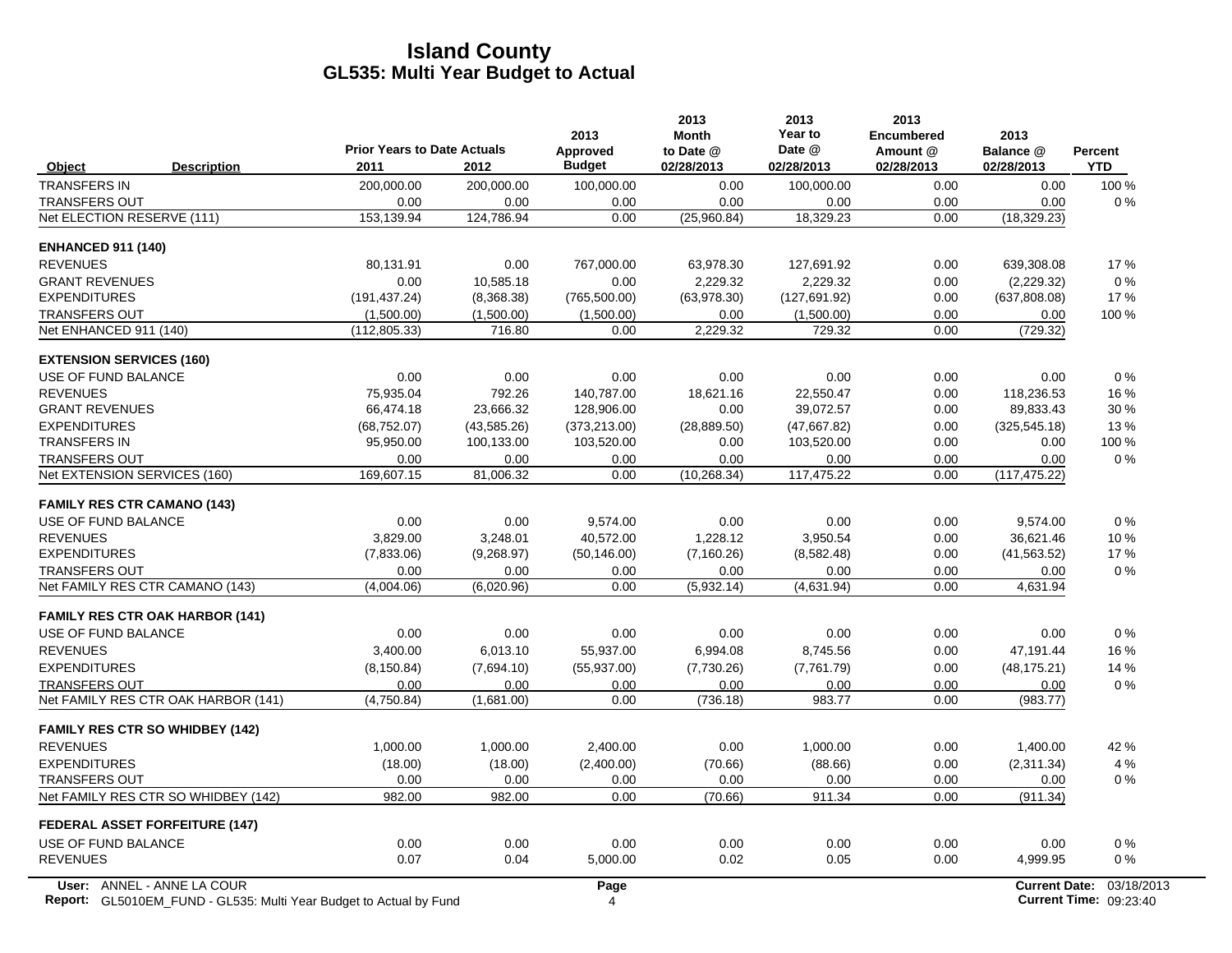# Island County
## GL535: Multi Year Budget to Actual

| Object | Description | Prior Years to Date Actuals 2011 | 2012 | 2013 Approved Budget | 2013 Month to Date @ 02/28/2013 | 2013 Year to Date @ 02/28/2013 | 2013 Encumbered Amount @ 02/28/2013 | 2013 Balance @ 02/28/2013 | Percent YTD |
|---|---|---|---|---|---|---|---|---|---|
| TRANSFERS IN | | 200,000.00 | 200,000.00 | 100,000.00 | 0.00 | 100,000.00 | 0.00 | 0.00 | 100 % |
| TRANSFERS OUT | | 0.00 | 0.00 | 0.00 | 0.00 | 0.00 | 0.00 | 0.00 | 0 % |
| Net ELECTION RESERVE (111) | | 153,139.94 | 124,786.94 | 0.00 | (25,960.84) | 18,329.23 | 0.00 | (18,329.23) | |
| **ENHANCED 911 (140)** | | | | | | | | | |
| REVENUES | | 80,131.91 | 0.00 | 767,000.00 | 63,978.30 | 127,691.92 | 0.00 | 639,308.08 | 17 % |
| GRANT REVENUES | | 0.00 | 10,585.18 | 0.00 | 2,229.32 | 2,229.32 | 0.00 | (2,229.32) | 0 % |
| EXPENDITURES | | (191,437.24) | (8,368.38) | (765,500.00) | (63,978.30) | (127,691.92) | 0.00 | (637,808.08) | 17 % |
| TRANSFERS OUT | | (1,500.00) | (1,500.00) | (1,500.00) | 0.00 | (1,500.00) | 0.00 | 0.00 | 100 % |
| Net ENHANCED 911 (140) | | (112,805.33) | 716.80 | 0.00 | 2,229.32 | 729.32 | 0.00 | (729.32) | |
| **EXTENSION SERVICES (160)** | | | | | | | | | |
| USE OF FUND BALANCE | | 0.00 | 0.00 | 0.00 | 0.00 | 0.00 | 0.00 | 0.00 | 0 % |
| REVENUES | | 75,935.04 | 792.26 | 140,787.00 | 18,621.16 | 22,550.47 | 0.00 | 118,236.53 | 16 % |
| GRANT REVENUES | | 66,474.18 | 23,666.32 | 128,906.00 | 0.00 | 39,072.57 | 0.00 | 89,833.43 | 30 % |
| EXPENDITURES | | (68,752.07) | (43,585.26) | (373,213.00) | (28,889.50) | (47,667.82) | 0.00 | (325,545.18) | 13 % |
| TRANSFERS IN | | 95,950.00 | 100,133.00 | 103,520.00 | 0.00 | 103,520.00 | 0.00 | 0.00 | 100 % |
| TRANSFERS OUT | | 0.00 | 0.00 | 0.00 | 0.00 | 0.00 | 0.00 | 0.00 | 0 % |
| Net EXTENSION SERVICES (160) | | 169,607.15 | 81,006.32 | 0.00 | (10,268.34) | 117,475.22 | 0.00 | (117,475.22) | |
| **FAMILY RES CTR CAMANO (143)** | | | | | | | | | |
| USE OF FUND BALANCE | | 0.00 | 0.00 | 9,574.00 | 0.00 | 0.00 | 0.00 | 9,574.00 | 0 % |
| REVENUES | | 3,829.00 | 3,248.01 | 40,572.00 | 1,228.12 | 3,950.54 | 0.00 | 36,621.46 | 10 % |
| EXPENDITURES | | (7,833.06) | (9,268.97) | (50,146.00) | (7,160.26) | (8,582.48) | 0.00 | (41,563.52) | 17 % |
| TRANSFERS OUT | | 0.00 | 0.00 | 0.00 | 0.00 | 0.00 | 0.00 | 0.00 | 0 % |
| Net FAMILY RES CTR CAMANO (143) | | (4,004.06) | (6,020.96) | 0.00 | (5,932.14) | (4,631.94) | 0.00 | 4,631.94 | |
| **FAMILY RES CTR OAK HARBOR (141)** | | | | | | | | | |
| USE OF FUND BALANCE | | 0.00 | 0.00 | 0.00 | 0.00 | 0.00 | 0.00 | 0.00 | 0 % |
| REVENUES | | 3,400.00 | 6,013.10 | 55,937.00 | 6,994.08 | 8,745.56 | 0.00 | 47,191.44 | 16 % |
| EXPENDITURES | | (8,150.84) | (7,694.10) | (55,937.00) | (7,730.26) | (7,761.79) | 0.00 | (48,175.21) | 14 % |
| TRANSFERS OUT | | 0.00 | 0.00 | 0.00 | 0.00 | 0.00 | 0.00 | 0.00 | 0 % |
| Net FAMILY RES CTR OAK HARBOR (141) | | (4,750.84) | (1,681.00) | 0.00 | (736.18) | 983.77 | 0.00 | (983.77) | |
| **FAMILY RES CTR SO WHIDBEY (142)** | | | | | | | | | |
| REVENUES | | 1,000.00 | 1,000.00 | 2,400.00 | 0.00 | 1,000.00 | 0.00 | 1,400.00 | 42 % |
| EXPENDITURES | | (18.00) | (18.00) | (2,400.00) | (70.66) | (88.66) | 0.00 | (2,311.34) | 4 % |
| TRANSFERS OUT | | 0.00 | 0.00 | 0.00 | 0.00 | 0.00 | 0.00 | 0.00 | 0 % |
| Net FAMILY RES CTR SO WHIDBEY (142) | | 982.00 | 982.00 | 0.00 | (70.66) | 911.34 | 0.00 | (911.34) | |
| **FEDERAL ASSET FORFEITURE (147)** | | | | | | | | | |
| USE OF FUND BALANCE | | 0.00 | 0.00 | 0.00 | 0.00 | 0.00 | 0.00 | 0.00 | 0 % |
| REVENUES | | 0.07 | 0.04 | 5,000.00 | 0.02 | 0.05 | 0.00 | 4,999.95 | 0 % |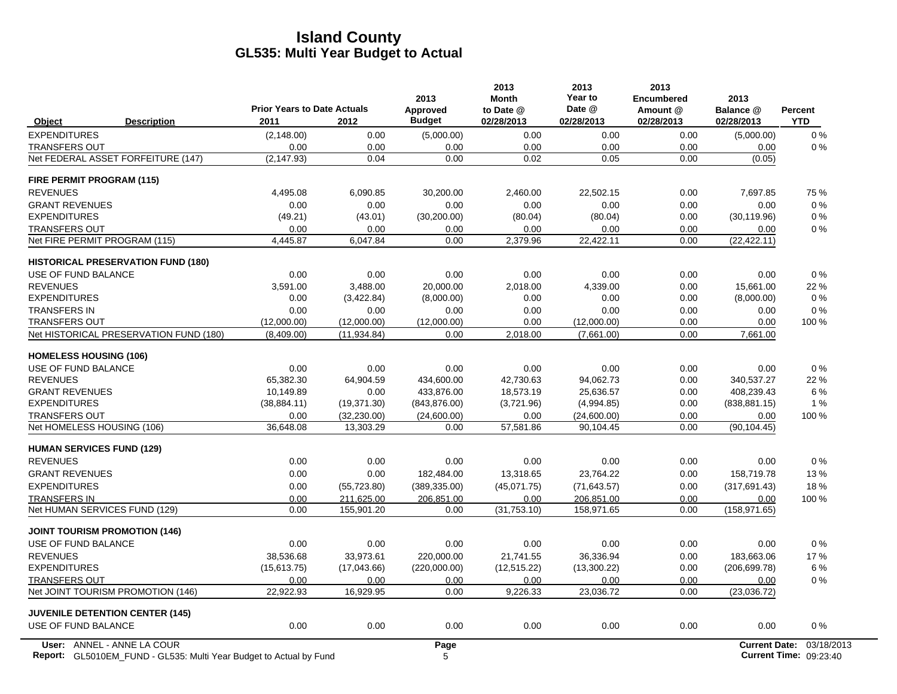# Island County

## GL535: Multi Year Budget to Actual

| Object | Description | Prior Years to Date Actuals 2011 | 2012 | 2013 Approved Budget | 2013 Month to Date @ 02/28/2013 | 2013 Year to Date @ 02/28/2013 | 2013 Encumbered Amount @ 02/28/2013 | 2013 Balance @ 02/28/2013 | Percent YTD |
|---|---|---|---|---|---|---|---|---|---|
| EXPENDITURES | | (2,148.00) | 0.00 | (5,000.00) | 0.00 | 0.00 | 0.00 | (5,000.00) | 0 % |
| TRANSFERS OUT | | 0.00 | 0.00 | 0.00 | 0.00 | 0.00 | 0.00 | 0.00 | 0 % |
| Net FEDERAL ASSET FORFEITURE (147) | | (2,147.93) | 0.04 | 0.00 | 0.02 | 0.05 | 0.00 | (0.05) | |
| **FIRE PERMIT PROGRAM (115)** | | | | | | | | | |
| REVENUES | | 4,495.08 | 6,090.85 | 30,200.00 | 2,460.00 | 22,502.15 | 0.00 | 7,697.85 | 75 % |
| GRANT REVENUES | | 0.00 | 0.00 | 0.00 | 0.00 | 0.00 | 0.00 | 0.00 | 0 % |
| EXPENDITURES | | (49.21) | (43.01) | (30,200.00) | (80.04) | (80.04) | 0.00 | (30,119.96) | 0 % |
| TRANSFERS OUT | | 0.00 | 0.00 | 0.00 | 0.00 | 0.00 | 0.00 | 0.00 | 0 % |
| Net FIRE PERMIT PROGRAM (115) | | 4,445.87 | 6,047.84 | 0.00 | 2,379.96 | 22,422.11 | 0.00 | (22,422.11) | |
| **HISTORICAL PRESERVATION FUND (180)** | | | | | | | | | |
| USE OF FUND BALANCE | | 0.00 | 0.00 | 0.00 | 0.00 | 0.00 | 0.00 | 0.00 | 0 % |
| REVENUES | | 3,591.00 | 3,488.00 | 20,000.00 | 2,018.00 | 4,339.00 | 0.00 | 15,661.00 | 22 % |
| EXPENDITURES | | 0.00 | (3,422.84) | (8,000.00) | 0.00 | 0.00 | 0.00 | (8,000.00) | 0 % |
| TRANSFERS IN | | 0.00 | 0.00 | 0.00 | 0.00 | 0.00 | 0.00 | 0.00 | 0 % |
| TRANSFERS OUT | | (12,000.00) | (12,000.00) | (12,000.00) | 0.00 | (12,000.00) | 0.00 | 0.00 | 100 % |
| Net HISTORICAL PRESERVATION FUND (180) | | (8,409.00) | (11,934.84) | 0.00 | 2,018.00 | (7,661.00) | 0.00 | 7,661.00 | |
| **HOMELESS HOUSING (106)** | | | | | | | | | |
| USE OF FUND BALANCE | | 0.00 | 0.00 | 0.00 | 0.00 | 0.00 | 0.00 | 0.00 | 0 % |
| REVENUES | | 65,382.30 | 64,904.59 | 434,600.00 | 42,730.63 | 94,062.73 | 0.00 | 340,537.27 | 22 % |
| GRANT REVENUES | | 10,149.89 | 0.00 | 433,876.00 | 18,573.19 | 25,636.57 | 0.00 | 408,239.43 | 6 % |
| EXPENDITURES | | (38,884.11) | (19,371.30) | (843,876.00) | (3,721.96) | (4,994.85) | 0.00 | (838,881.15) | 1 % |
| TRANSFERS OUT | | 0.00 | (32,230.00) | (24,600.00) | 0.00 | (24,600.00) | 0.00 | 0.00 | 100 % |
| Net HOMELESS HOUSING (106) | | 36,648.08 | 13,303.29 | 0.00 | 57,581.86 | 90,104.45 | 0.00 | (90,104.45) | |
| **HUMAN SERVICES FUND (129)** | | | | | | | | | |
| REVENUES | | 0.00 | 0.00 | 0.00 | 0.00 | 0.00 | 0.00 | 0.00 | 0 % |
| GRANT REVENUES | | 0.00 | 0.00 | 182,484.00 | 13,318.65 | 23,764.22 | 0.00 | 158,719.78 | 13 % |
| EXPENDITURES | | 0.00 | (55,723.80) | (389,335.00) | (45,071.75) | (71,643.57) | 0.00 | (317,691.43) | 18 % |
| TRANSFERS IN | | 0.00 | 211,625.00 | 206,851.00 | 0.00 | 206,851.00 | 0.00 | 0.00 | 100 % |
| Net HUMAN SERVICES FUND (129) | | 0.00 | 155,901.20 | 0.00 | (31,753.10) | 158,971.65 | 0.00 | (158,971.65) | |
| **JOINT TOURISM PROMOTION (146)** | | | | | | | | | |
| USE OF FUND BALANCE | | 0.00 | 0.00 | 0.00 | 0.00 | 0.00 | 0.00 | 0.00 | 0 % |
| REVENUES | | 38,536.68 | 33,973.61 | 220,000.00 | 21,741.55 | 36,336.94 | 0.00 | 183,663.06 | 17 % |
| EXPENDITURES | | (15,613.75) | (17,043.66) | (220,000.00) | (12,515.22) | (13,300.22) | 0.00 | (206,699.78) | 6 % |
| TRANSFERS OUT | | 0.00 | 0.00 | 0.00 | 0.00 | 0.00 | 0.00 | 0.00 | 0 % |
| Net JOINT TOURISM PROMOTION (146) | | 22,922.93 | 16,929.95 | 0.00 | 9,226.33 | 23,036.72 | 0.00 | (23,036.72) | |
| **JUVENILE DETENTION CENTER (145)** | | | | | | | | | |
| USE OF FUND BALANCE | | 0.00 | 0.00 | 0.00 | 0.00 | 0.00 | 0.00 | 0.00 | 0 % |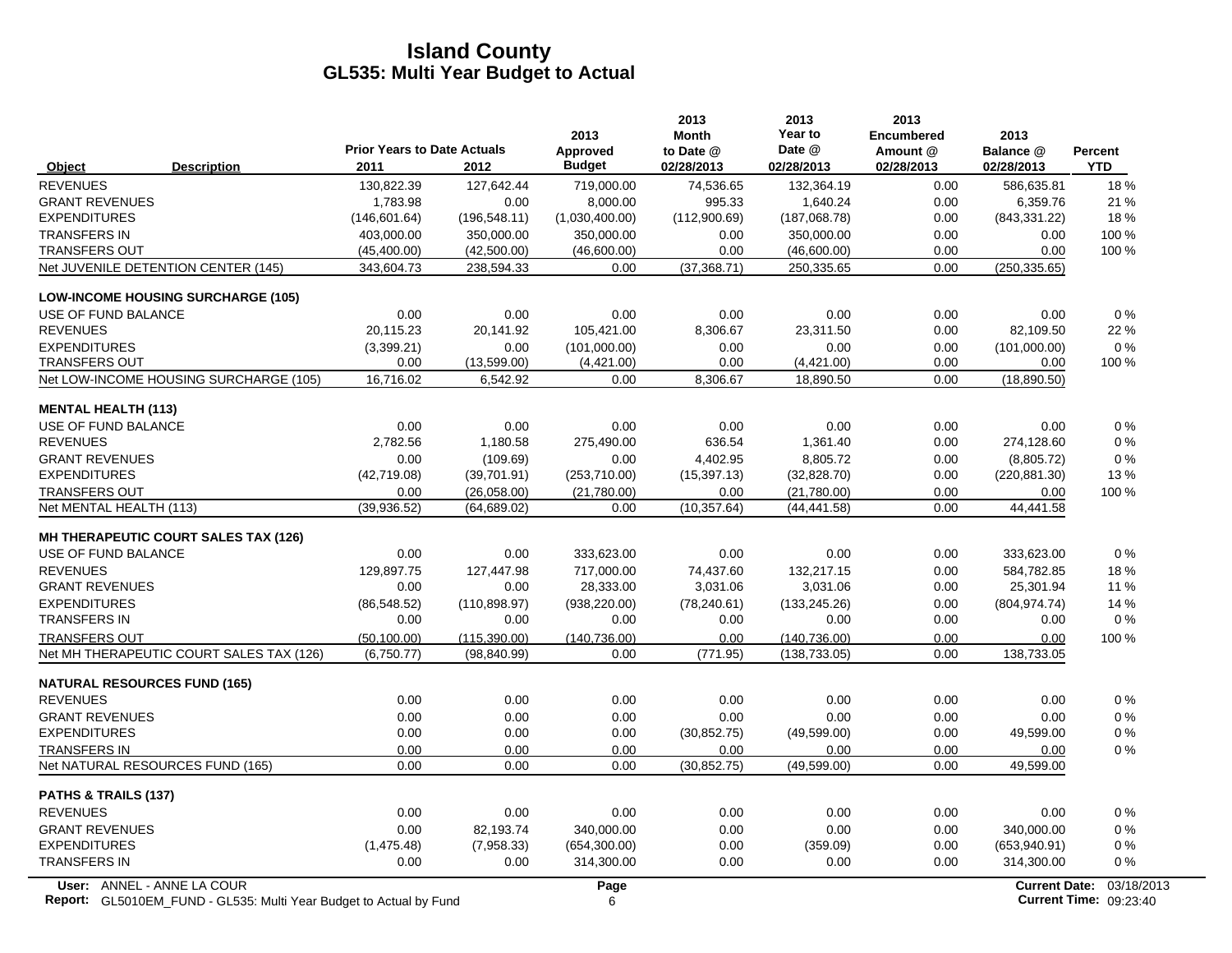# Island County
## GL535: Multi Year Budget to Actual

| Object | Description | Prior Years to Date Actuals 2011 | 2012 | 2013 Approved Budget | 2013 Month to Date @ 02/28/2013 | 2013 Year to Date @ 02/28/2013 | 2013 Encumbered Amount @ 02/28/2013 | 2013 Balance @ 02/28/2013 | Percent YTD |
|---|---|---|---|---|---|---|---|---|---|
| REVENUES | | 130,822.39 | 127,642.44 | 719,000.00 | 74,536.65 | 132,364.19 | 0.00 | 586,635.81 | 18 % |
| GRANT REVENUES | | 1,783.98 | 0.00 | 8,000.00 | 995.33 | 1,640.24 | 0.00 | 6,359.76 | 21 % |
| EXPENDITURES | | (146,601.64) | (196,548.11) | (1,030,400.00) | (112,900.69) | (187,068.78) | 0.00 | (843,331.22) | 18 % |
| TRANSFERS IN | | 403,000.00 | 350,000.00 | 350,000.00 | 0.00 | 350,000.00 | 0.00 | 0.00 | 100 % |
| TRANSFERS OUT | | (45,400.00) | (42,500.00) | (46,600.00) | 0.00 | (46,600.00) | 0.00 | 0.00 | 100 % |
| Net JUVENILE DETENTION CENTER (145) | | 343,604.73 | 238,594.33 | 0.00 | (37,368.71) | 250,335.65 | 0.00 | (250,335.65) | |
| **LOW-INCOME HOUSING SURCHARGE (105)** | | | | | | | | | |
| USE OF FUND BALANCE | | 0.00 | 0.00 | 0.00 | 0.00 | 0.00 | 0.00 | 0.00 | 0 % |
| REVENUES | | 20,115.23 | 20,141.92 | 105,421.00 | 8,306.67 | 23,311.50 | 0.00 | 82,109.50 | 22 % |
| EXPENDITURES | | (3,399.21) | 0.00 | (101,000.00) | 0.00 | 0.00 | 0.00 | (101,000.00) | 0 % |
| TRANSFERS OUT | | 0.00 | (13,599.00) | (4,421.00) | 0.00 | (4,421.00) | 0.00 | 0.00 | 100 % |
| Net LOW-INCOME HOUSING SURCHARGE (105) | | 16,716.02 | 6,542.92 | 0.00 | 8,306.67 | 18,890.50 | 0.00 | (18,890.50) | |
| **MENTAL HEALTH (113)** | | | | | | | | | |
| USE OF FUND BALANCE | | 0.00 | 0.00 | 0.00 | 0.00 | 0.00 | 0.00 | 0.00 | 0 % |
| REVENUES | | 2,782.56 | 1,180.58 | 275,490.00 | 636.54 | 1,361.40 | 0.00 | 274,128.60 | 0 % |
| GRANT REVENUES | | 0.00 | (109.69) | 0.00 | 4,402.95 | 8,805.72 | 0.00 | (8,805.72) | 0 % |
| EXPENDITURES | | (42,719.08) | (39,701.91) | (253,710.00) | (15,397.13) | (32,828.70) | 0.00 | (220,881.30) | 13 % |
| TRANSFERS OUT | | 0.00 | (26,058.00) | (21,780.00) | 0.00 | (21,780.00) | 0.00 | 0.00 | 100 % |
| Net MENTAL HEALTH (113) | | (39,936.52) | (64,689.02) | 0.00 | (10,357.64) | (44,441.58) | 0.00 | 44,441.58 | |
| **MH THERAPEUTIC COURT SALES TAX (126)** | | | | | | | | | |
| USE OF FUND BALANCE | | 0.00 | 0.00 | 333,623.00 | 0.00 | 0.00 | 0.00 | 333,623.00 | 0 % |
| REVENUES | | 129,897.75 | 127,447.98 | 717,000.00 | 74,437.60 | 132,217.15 | 0.00 | 584,782.85 | 18 % |
| GRANT REVENUES | | 0.00 | 0.00 | 28,333.00 | 3,031.06 | 3,031.06 | 0.00 | 25,301.94 | 11 % |
| EXPENDITURES | | (86,548.52) | (110,898.97) | (938,220.00) | (78,240.61) | (133,245.26) | 0.00 | (804,974.74) | 14 % |
| TRANSFERS IN | | 0.00 | 0.00 | 0.00 | 0.00 | 0.00 | 0.00 | 0.00 | 0 % |
| TRANSFERS OUT | | (50,100.00) | (115,390.00) | (140,736.00) | 0.00 | (140,736.00) | 0.00 | 0.00 | 100 % |
| Net MH THERAPEUTIC COURT SALES TAX (126) | | (6,750.77) | (98,840.99) | 0.00 | (771.95) | (138,733.05) | 0.00 | 138,733.05 | |
| **NATURAL RESOURCES FUND (165)** | | | | | | | | | |
| REVENUES | | 0.00 | 0.00 | 0.00 | 0.00 | 0.00 | 0.00 | 0.00 | 0 % |
| GRANT REVENUES | | 0.00 | 0.00 | 0.00 | 0.00 | 0.00 | 0.00 | 0.00 | 0 % |
| EXPENDITURES | | 0.00 | 0.00 | 0.00 | (30,852.75) | (49,599.00) | 0.00 | 49,599.00 | 0 % |
| TRANSFERS IN | | 0.00 | 0.00 | 0.00 | 0.00 | 0.00 | 0.00 | 0.00 | 0 % |
| Net NATURAL RESOURCES FUND (165) | | 0.00 | 0.00 | 0.00 | (30,852.75) | (49,599.00) | 0.00 | 49,599.00 | |
| **PATHS & TRAILS (137)** | | | | | | | | | |
| REVENUES | | 0.00 | 0.00 | 0.00 | 0.00 | 0.00 | 0.00 | 0.00 | 0 % |
| GRANT REVENUES | | 0.00 | 82,193.74 | 340,000.00 | 0.00 | 0.00 | 0.00 | 340,000.00 | 0 % |
| EXPENDITURES | | (1,475.48) | (7,958.33) | (654,300.00) | 0.00 | (359.09) | 0.00 | (653,940.91) | 0 % |
| TRANSFERS IN | | 0.00 | 0.00 | 314,300.00 | 0.00 | 0.00 | 0.00 | 314,300.00 | 0 % |

User: ANNEL - ANNE LA COUR
Report: GL5010EM_FUND - GL535: Multi Year Budget to Actual by Fund
Current Date: 03/18/2013
Current Time: 09:23:40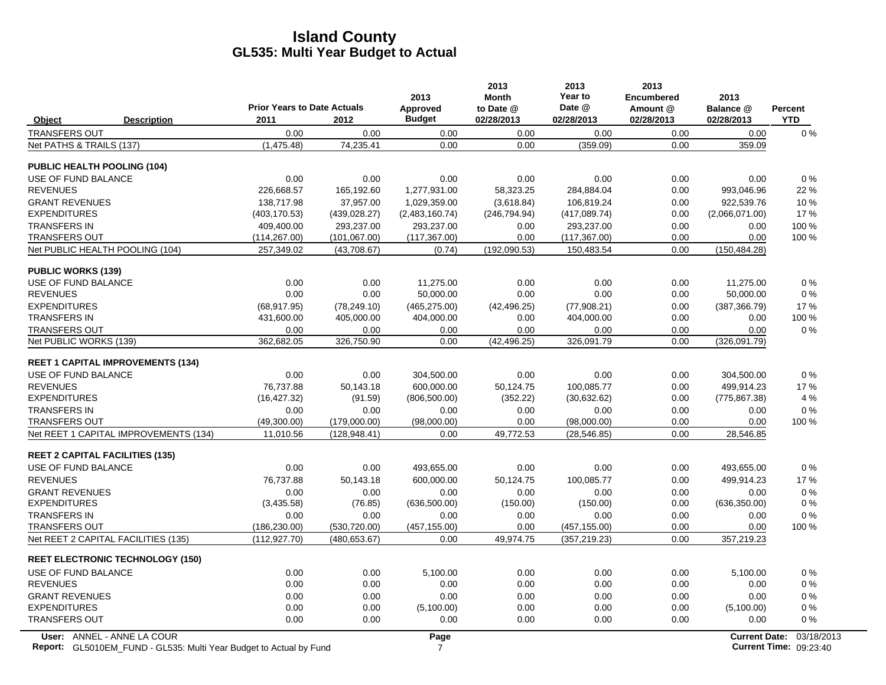# Island County
## GL535: Multi Year Budget to Actual

| Object | Description | Prior Years to Date Actuals 2011 | 2012 | 2013 Approved Budget | 2013 Month to Date @ 02/28/2013 | 2013 Year to Date @ 02/28/2013 | 2013 Encumbered Amount @ 02/28/2013 | 2013 Balance @ 02/28/2013 | Percent YTD |
|---|---|---|---|---|---|---|---|---|---|
| TRANSFERS OUT | | 0.00 | 0.00 | 0.00 | 0.00 | 0.00 | 0.00 | 0.00 | 0 % |
| Net PATHS & TRAILS (137) | | (1,475.48) | 74,235.41 | 0.00 | 0.00 | (359.09) | 0.00 | 359.09 | |
| **PUBLIC HEALTH POOLING (104)** | | | | | | | | | |
| USE OF FUND BALANCE | | 0.00 | 0.00 | 0.00 | 0.00 | 0.00 | 0.00 | 0.00 | 0 % |
| REVENUES | | 226,668.57 | 165,192.60 | 1,277,931.00 | 58,323.25 | 284,884.04 | 0.00 | 993,046.96 | 22 % |
| GRANT REVENUES | | 138,717.98 | 37,957.00 | 1,029,359.00 | (3,618.84) | 106,819.24 | 0.00 | 922,539.76 | 10 % |
| EXPENDITURES | | (403,170.53) | (439,028.27) | (2,483,160.74) | (246,794.94) | (417,089.74) | 0.00 | (2,066,071.00) | 17 % |
| TRANSFERS IN | | 409,400.00 | 293,237.00 | 293,237.00 | 0.00 | 293,237.00 | 0.00 | 0.00 | 100 % |
| TRANSFERS OUT | | (114,267.00) | (101,067.00) | (117,367.00) | 0.00 | (117,367.00) | 0.00 | 0.00 | 100 % |
| Net PUBLIC HEALTH POOLING (104) | | 257,349.02 | (43,708.67) | (0.74) | (192,090.53) | 150,483.54 | 0.00 | (150,484.28) | |
| **PUBLIC WORKS (139)** | | | | | | | | | |
| USE OF FUND BALANCE | | 0.00 | 0.00 | 11,275.00 | 0.00 | 0.00 | 0.00 | 11,275.00 | 0 % |
| REVENUES | | 0.00 | 0.00 | 50,000.00 | 0.00 | 0.00 | 0.00 | 50,000.00 | 0 % |
| EXPENDITURES | | (68,917.95) | (78,249.10) | (465,275.00) | (42,496.25) | (77,908.21) | 0.00 | (387,366.79) | 17 % |
| TRANSFERS IN | | 431,600.00 | 405,000.00 | 404,000.00 | 0.00 | 404,000.00 | 0.00 | 0.00 | 100 % |
| TRANSFERS OUT | | 0.00 | 0.00 | 0.00 | 0.00 | 0.00 | 0.00 | 0.00 | 0 % |
| Net PUBLIC WORKS (139) | | 362,682.05 | 326,750.90 | 0.00 | (42,496.25) | 326,091.79 | 0.00 | (326,091.79) | |
| **REET 1 CAPITAL IMPROVEMENTS (134)** | | | | | | | | | |
| USE OF FUND BALANCE | | 0.00 | 0.00 | 304,500.00 | 0.00 | 0.00 | 0.00 | 304,500.00 | 0 % |
| REVENUES | | 76,737.88 | 50,143.18 | 600,000.00 | 50,124.75 | 100,085.77 | 0.00 | 499,914.23 | 17 % |
| EXPENDITURES | | (16,427.32) | (91.59) | (806,500.00) | (352.22) | (30,632.62) | 0.00 | (775,867.38) | 4 % |
| TRANSFERS IN | | 0.00 | 0.00 | 0.00 | 0.00 | 0.00 | 0.00 | 0.00 | 0 % |
| TRANSFERS OUT | | (49,300.00) | (179,000.00) | (98,000.00) | 0.00 | (98,000.00) | 0.00 | 0.00 | 100 % |
| Net REET 1 CAPITAL IMPROVEMENTS (134) | | 11,010.56 | (128,948.41) | 0.00 | 49,772.53 | (28,546.85) | 0.00 | 28,546.85 | |
| **REET 2 CAPITAL FACILITIES (135)** | | | | | | | | | |
| USE OF FUND BALANCE | | 0.00 | 0.00 | 493,655.00 | 0.00 | 0.00 | 0.00 | 493,655.00 | 0 % |
| REVENUES | | 76,737.88 | 50,143.18 | 600,000.00 | 50,124.75 | 100,085.77 | 0.00 | 499,914.23 | 17 % |
| GRANT REVENUES | | 0.00 | 0.00 | 0.00 | 0.00 | 0.00 | 0.00 | 0.00 | 0 % |
| EXPENDITURES | | (3,435.58) | (76.85) | (636,500.00) | (150.00) | (150.00) | 0.00 | (636,350.00) | 0 % |
| TRANSFERS IN | | 0.00 | 0.00 | 0.00 | 0.00 | 0.00 | 0.00 | 0.00 | 0 % |
| TRANSFERS OUT | | (186,230.00) | (530,720.00) | (457,155.00) | 0.00 | (457,155.00) | 0.00 | 0.00 | 100 % |
| Net REET 2 CAPITAL FACILITIES (135) | | (112,927.70) | (480,653.67) | 0.00 | 49,974.75 | (357,219.23) | 0.00 | 357,219.23 | |
| **REET ELECTRONIC TECHNOLOGY (150)** | | | | | | | | | |
| USE OF FUND BALANCE | | 0.00 | 0.00 | 5,100.00 | 0.00 | 0.00 | 0.00 | 5,100.00 | 0 % |
| REVENUES | | 0.00 | 0.00 | 0.00 | 0.00 | 0.00 | 0.00 | 0.00 | 0 % |
| GRANT REVENUES | | 0.00 | 0.00 | 0.00 | 0.00 | 0.00 | 0.00 | 0.00 | 0 % |
| EXPENDITURES | | 0.00 | 0.00 | (5,100.00) | 0.00 | 0.00 | 0.00 | (5,100.00) | 0 % |
| TRANSFERS OUT | | 0.00 | 0.00 | 0.00 | 0.00 | 0.00 | 0.00 | 0.00 | 0 % |

User: ANNEL - ANNE LA COUR
Report: GL5010EM_FUND - GL535: Multi Year Budget to Actual by Fund
Current Date: 03/18/2013
Current Time: 09:23:40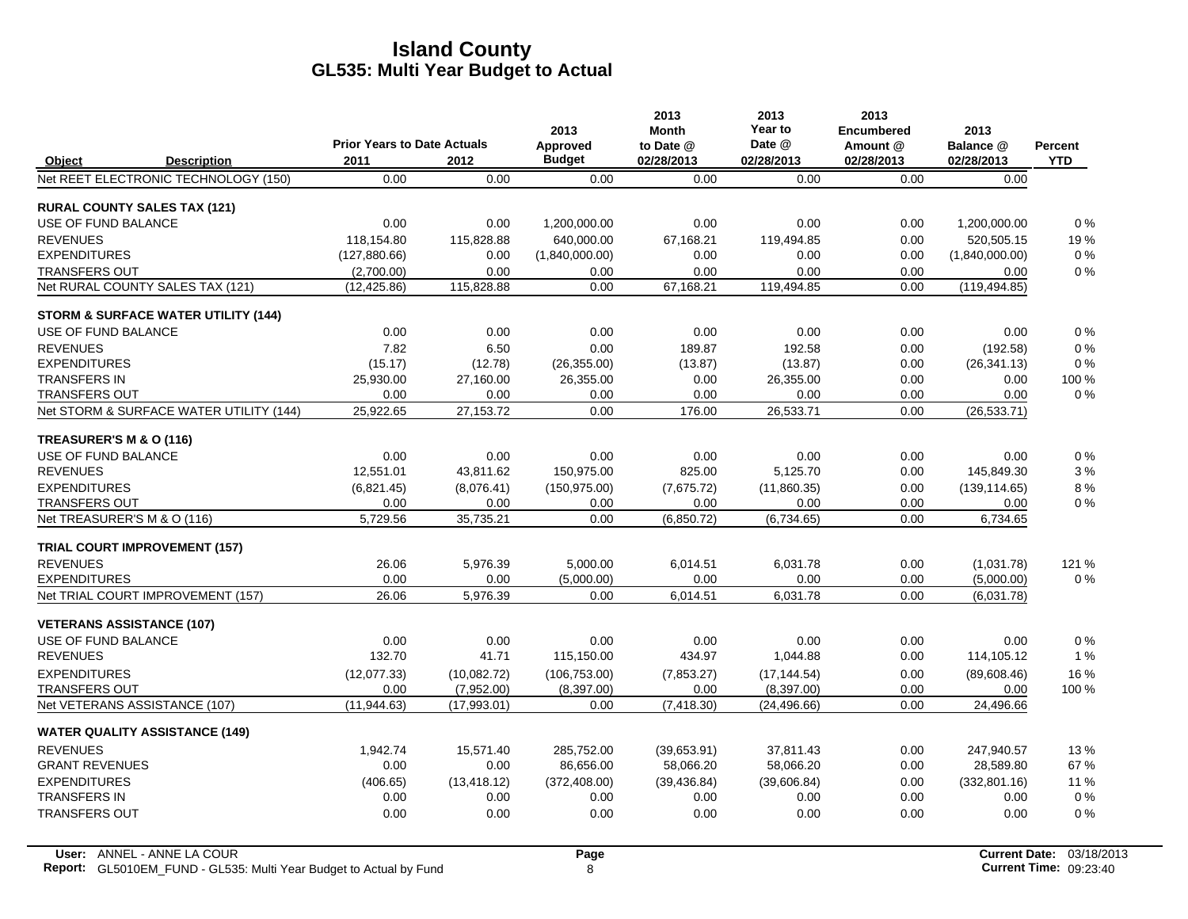# Island County
## GL535: Multi Year Budget to Actual

| Object | Description | Prior Years to Date Actuals 2011 | 2012 | 2013 Approved Budget | 2013 Month to Date @ 02/28/2013 | 2013 Year to Date @ 02/28/2013 | 2013 Encumbered Amount @ 02/28/2013 | 2013 Balance @ 02/28/2013 | Percent YTD |
|---|---|---|---|---|---|---|---|---|---|
| Net REET ELECTRONIC TECHNOLOGY (150) | | 0.00 | 0.00 | 0.00 | 0.00 | 0.00 | 0.00 | 0.00 | |
| **RURAL COUNTY SALES TAX (121)** | | | | | | | | | |
| USE OF FUND BALANCE | | 0.00 | 0.00 | 1,200,000.00 | 0.00 | 0.00 | 0.00 | 1,200,000.00 | 0 % |
| REVENUES | | 118,154.80 | 115,828.88 | 640,000.00 | 67,168.21 | 119,494.85 | 0.00 | 520,505.15 | 19 % |
| EXPENDITURES | | (127,880.66) | 0.00 | (1,840,000.00) | 0.00 | 0.00 | 0.00 | (1,840,000.00) | 0 % |
| TRANSFERS OUT | | (2,700.00) | 0.00 | 0.00 | 0.00 | 0.00 | 0.00 | 0.00 | 0 % |
| Net RURAL COUNTY SALES TAX (121) | | (12,425.86) | 115,828.88 | 0.00 | 67,168.21 | 119,494.85 | 0.00 | (119,494.85) | |
| **STORM & SURFACE WATER UTILITY (144)** | | | | | | | | | |
| USE OF FUND BALANCE | | 0.00 | 0.00 | 0.00 | 0.00 | 0.00 | 0.00 | 0.00 | 0 % |
| REVENUES | | 7.82 | 6.50 | 0.00 | 189.87 | 192.58 | 0.00 | (192.58) | 0 % |
| EXPENDITURES | | (15.17) | (12.78) | (26,355.00) | (13.87) | (13.87) | 0.00 | (26,341.13) | 0 % |
| TRANSFERS IN | | 25,930.00 | 27,160.00 | 26,355.00 | 0.00 | 26,355.00 | 0.00 | 0.00 | 100 % |
| TRANSFERS OUT | | 0.00 | 0.00 | 0.00 | 0.00 | 0.00 | 0.00 | 0.00 | 0 % |
| Net STORM & SURFACE WATER UTILITY (144) | | 25,922.65 | 27,153.72 | 0.00 | 176.00 | 26,533.71 | 0.00 | (26,533.71) | |
| **TREASURER'S M & O (116)** | | | | | | | | | |
| USE OF FUND BALANCE | | 0.00 | 0.00 | 0.00 | 0.00 | 0.00 | 0.00 | 0.00 | 0 % |
| REVENUES | | 12,551.01 | 43,811.62 | 150,975.00 | 825.00 | 5,125.70 | 0.00 | 145,849.30 | 3 % |
| EXPENDITURES | | (6,821.45) | (8,076.41) | (150,975.00) | (7,675.72) | (11,860.35) | 0.00 | (139,114.65) | 8 % |
| TRANSFERS OUT | | 0.00 | 0.00 | 0.00 | 0.00 | 0.00 | 0.00 | 0.00 | 0 % |
| Net TREASURER'S M & O (116) | | 5,729.56 | 35,735.21 | 0.00 | (6,850.72) | (6,734.65) | 0.00 | 6,734.65 | |
| **TRIAL COURT IMPROVEMENT (157)** | | | | | | | | | |
| REVENUES | | 26.06 | 5,976.39 | 5,000.00 | 6,014.51 | 6,031.78 | 0.00 | (1,031.78) | 121 % |
| EXPENDITURES | | 0.00 | 0.00 | (5,000.00) | 0.00 | 0.00 | 0.00 | (5,000.00) | 0 % |
| Net TRIAL COURT IMPROVEMENT (157) | | 26.06 | 5,976.39 | 0.00 | 6,014.51 | 6,031.78 | 0.00 | (6,031.78) | |
| **VETERANS ASSISTANCE (107)** | | | | | | | | | |
| USE OF FUND BALANCE | | 0.00 | 0.00 | 0.00 | 0.00 | 0.00 | 0.00 | 0.00 | 0 % |
| REVENUES | | 132.70 | 41.71 | 115,150.00 | 434.97 | 1,044.88 | 0.00 | 114,105.12 | 1 % |
| EXPENDITURES | | (12,077.33) | (10,082.72) | (106,753.00) | (7,853.27) | (17,144.54) | 0.00 | (89,608.46) | 16 % |
| TRANSFERS OUT | | 0.00 | (7,952.00) | (8,397.00) | 0.00 | (8,397.00) | 0.00 | 0.00 | 100 % |
| Net VETERANS ASSISTANCE (107) | | (11,944.63) | (17,993.01) | 0.00 | (7,418.30) | (24,496.66) | 0.00 | 24,496.66 | |
| **WATER QUALITY ASSISTANCE (149)** | | | | | | | | | |
| REVENUES | | 1,942.74 | 15,571.40 | 285,752.00 | (39,653.91) | 37,811.43 | 0.00 | 247,940.57 | 13 % |
| GRANT REVENUES | | 0.00 | 0.00 | 86,656.00 | 58,066.20 | 58,066.20 | 0.00 | 28,589.80 | 67 % |
| EXPENDITURES | | (406.65) | (13,418.12) | (372,408.00) | (39,436.84) | (39,606.84) | 0.00 | (332,801.16) | 11 % |
| TRANSFERS IN | | 0.00 | 0.00 | 0.00 | 0.00 | 0.00 | 0.00 | 0.00 | 0 % |
| TRANSFERS OUT | | 0.00 | 0.00 | 0.00 | 0.00 | 0.00 | 0.00 | 0.00 | 0 % |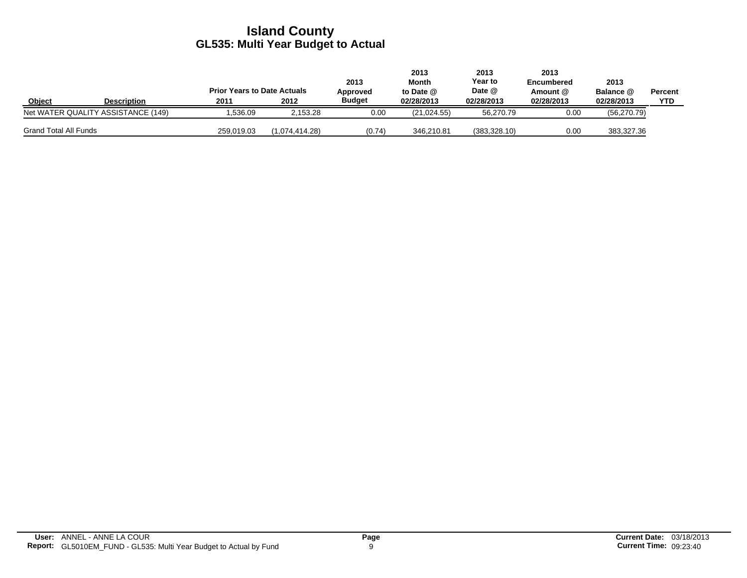# Island County
## GL535: Multi Year Budget to Actual

| Object | Description | Prior Years to Date Actuals 2011 | 2012 | 2013 Approved Budget | 2013 Month to Date @ 02/28/2013 | 2013 Year to Date @ 02/28/2013 | 2013 Encumbered Amount @ 02/28/2013 | 2013 Balance @ 02/28/2013 | Percent YTD |
|---|---|---|---|---|---|---|---|---|---|
| Net WATER QUALITY ASSISTANCE (149) | | 1,536.09 | 2,153.28 | 0.00 | (21,024.55) | 56,270.79 | 0.00 | (56,270.79) | |
| Grand Total All Funds | | 259,019.03 | (1,074,414.28) | (0.74) | 346,210.81 | (383,328.10) | 0.00 | 383,327.36 | |

**User:** ANNEL - ANNE LA COUR
**Report:** GL5010EM_FUND - GL535: Multi Year Budget to Actual by Fund
**Current Date:** 03/18/2013
**Current Time:** 09:23:40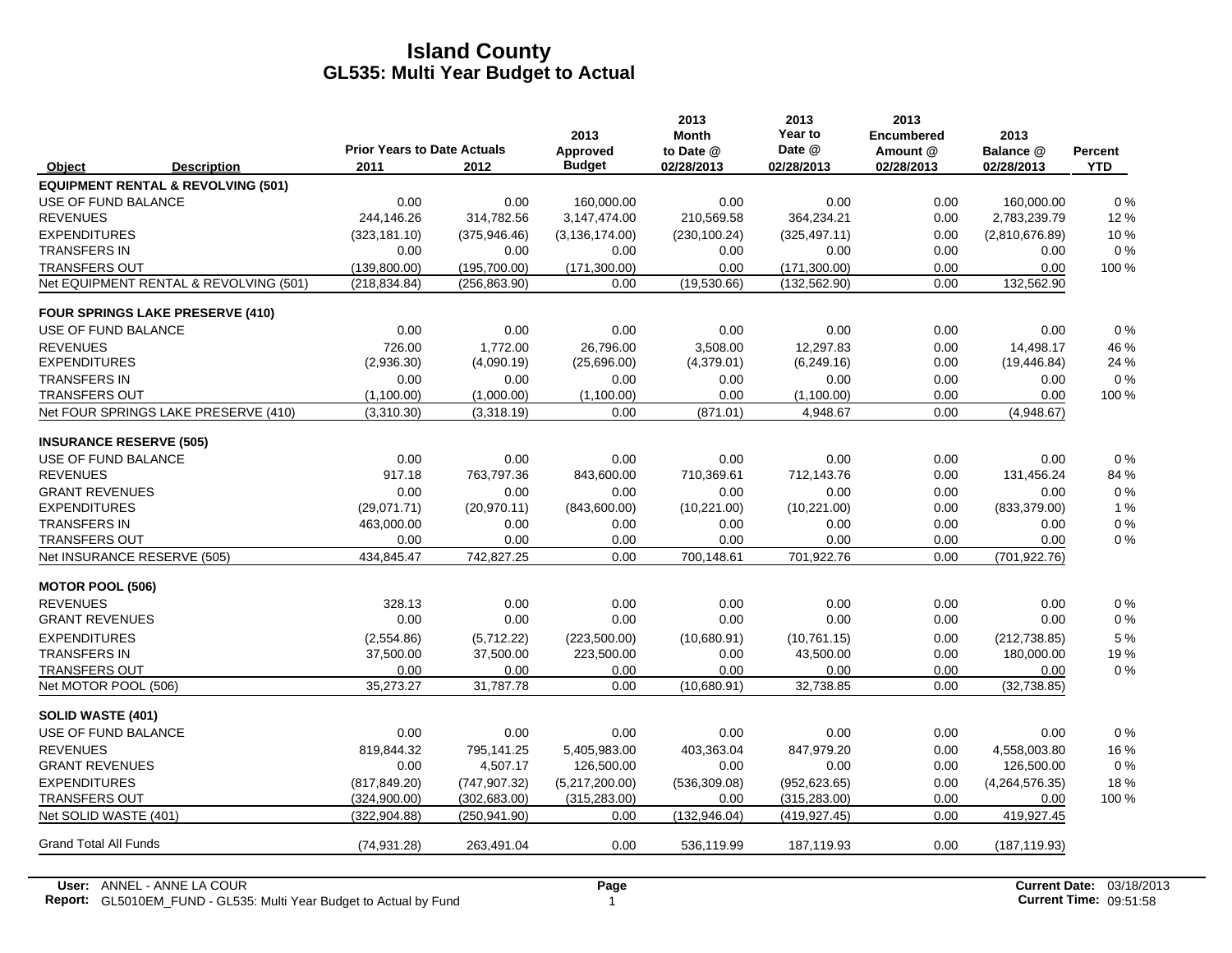# Island County
## GL535: Multi Year Budget to Actual

| Object | Description | Prior Years to Date Actuals 2011 | 2012 | 2013 Approved Budget | 2013 Month to Date @ 02/28/2013 | 2013 Year to Date @ 02/28/2013 | 2013 Encumbered Amount @ 02/28/2013 | 2013 Balance @ 02/28/2013 | Percent YTD |
|---|---|---|---|---|---|---|---|---|---|
| **EQUIPMENT RENTAL & REVOLVING (501)** | | | | | | | | | |
| USE OF FUND BALANCE | | 0.00 | 0.00 | 160,000.00 | 0.00 | 0.00 | 0.00 | 160,000.00 | 0 % |
| REVENUES | | 244,146.26 | 314,782.56 | 3,147,474.00 | 210,569.58 | 364,234.21 | 0.00 | 2,783,239.79 | 12 % |
| EXPENDITURES | | (323,181.10) | (375,946.46) | (3,136,174.00) | (230,100.24) | (325,497.11) | 0.00 | (2,810,676.89) | 10 % |
| TRANSFERS IN | | 0.00 | 0.00 | 0.00 | 0.00 | 0.00 | 0.00 | 0.00 | 0 % |
| TRANSFERS OUT | | (139,800.00) | (195,700.00) | (171,300.00) | 0.00 | (171,300.00) | 0.00 | 0.00 | 100 % |
| Net EQUIPMENT RENTAL & REVOLVING (501) | | (218,834.84) | (256,863.90) | 0.00 | (19,530.66) | (132,562.90) | 0.00 | 132,562.90 | |
| **FOUR SPRINGS LAKE PRESERVE (410)** | | | | | | | | | |
| USE OF FUND BALANCE | | 0.00 | 0.00 | 0.00 | 0.00 | 0.00 | 0.00 | 0.00 | 0 % |
| REVENUES | | 726.00 | 1,772.00 | 26,796.00 | 3,508.00 | 12,297.83 | 0.00 | 14,498.17 | 46 % |
| EXPENDITURES | | (2,936.30) | (4,090.19) | (25,696.00) | (4,379.01) | (6,249.16) | 0.00 | (19,446.84) | 24 % |
| TRANSFERS IN | | 0.00 | 0.00 | 0.00 | 0.00 | 0.00 | 0.00 | 0.00 | 0 % |
| TRANSFERS OUT | | (1,100.00) | (1,000.00) | (1,100.00) | 0.00 | (1,100.00) | 0.00 | 0.00 | 100 % |
| Net FOUR SPRINGS LAKE PRESERVE (410) | | (3,310.30) | (3,318.19) | 0.00 | (871.01) | 4,948.67 | 0.00 | (4,948.67) | |
| **INSURANCE RESERVE (505)** | | | | | | | | | |
| USE OF FUND BALANCE | | 0.00 | 0.00 | 0.00 | 0.00 | 0.00 | 0.00 | 0.00 | 0 % |
| REVENUES | | 917.18 | 763,797.36 | 843,600.00 | 710,369.61 | 712,143.76 | 0.00 | 131,456.24 | 84 % |
| GRANT REVENUES | | 0.00 | 0.00 | 0.00 | 0.00 | 0.00 | 0.00 | 0.00 | 0 % |
| EXPENDITURES | | (29,071.71) | (20,970.11) | (843,600.00) | (10,221.00) | (10,221.00) | 0.00 | (833,379.00) | 1 % |
| TRANSFERS IN | | 463,000.00 | 0.00 | 0.00 | 0.00 | 0.00 | 0.00 | 0.00 | 0 % |
| TRANSFERS OUT | | 0.00 | 0.00 | 0.00 | 0.00 | 0.00 | 0.00 | 0.00 | 0 % |
| Net INSURANCE RESERVE (505) | | 434,845.47 | 742,827.25 | 0.00 | 700,148.61 | 701,922.76 | 0.00 | (701,922.76) | |
| **MOTOR POOL (506)** | | | | | | | | | |
| REVENUES | | 328.13 | 0.00 | 0.00 | 0.00 | 0.00 | 0.00 | 0.00 | 0 % |
| GRANT REVENUES | | 0.00 | 0.00 | 0.00 | 0.00 | 0.00 | 0.00 | 0.00 | 0 % |
| EXPENDITURES | | (2,554.86) | (5,712.22) | (223,500.00) | (10,680.91) | (10,761.15) | 0.00 | (212,738.85) | 5 % |
| TRANSFERS IN | | 37,500.00 | 37,500.00 | 223,500.00 | 0.00 | 43,500.00 | 0.00 | 180,000.00 | 19 % |
| TRANSFERS OUT | | 0.00 | 0.00 | 0.00 | 0.00 | 0.00 | 0.00 | 0.00 | 0 % |
| Net MOTOR POOL (506) | | 35,273.27 | 31,787.78 | 0.00 | (10,680.91) | 32,738.85 | 0.00 | (32,738.85) | |
| **SOLID WASTE (401)** | | | | | | | | | |
| USE OF FUND BALANCE | | 0.00 | 0.00 | 0.00 | 0.00 | 0.00 | 0.00 | 0.00 | 0 % |
| REVENUES | | 819,844.32 | 795,141.25 | 5,405,983.00 | 403,363.04 | 847,979.20 | 0.00 | 4,558,003.80 | 16 % |
| GRANT REVENUES | | 0.00 | 4,507.17 | 126,500.00 | 0.00 | 0.00 | 0.00 | 126,500.00 | 0 % |
| EXPENDITURES | | (817,849.20) | (747,907.32) | (5,217,200.00) | (536,309.08) | (952,623.65) | 0.00 | (4,264,576.35) | 18 % |
| TRANSFERS OUT | | (324,900.00) | (302,683.00) | (315,283.00) | 0.00 | (315,283.00) | 0.00 | 0.00 | 100 % |
| Net SOLID WASTE (401) | | (322,904.88) | (250,941.90) | 0.00 | (132,946.04) | (419,927.45) | 0.00 | 419,927.45 | |
| Grand Total All Funds | | (74,931.28) | 263,491.04 | 0.00 | 536,119.99 | 187,119.93 | 0.00 | (187,119.93) | |

**User:** ANNEL - ANNE LA COUR
**Report:** GL5010EM_FUND - GL535: Multi Year Budget to Actual by Fund

**Page** 1

**Current Date:** 03/18/2013
**Current Time:** 09:51:58